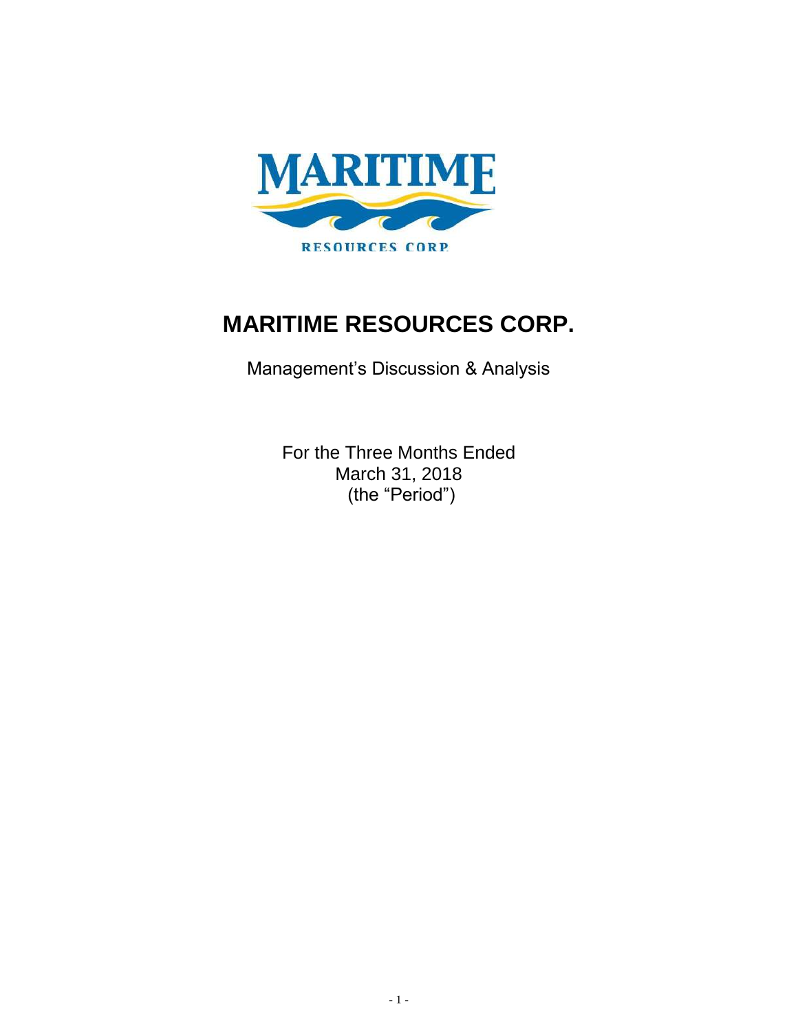# MARITIME RESOURCES CORP.

Management's Discussion & Analysis

For the Three Months Ended
March 31, 2018
(the "Period")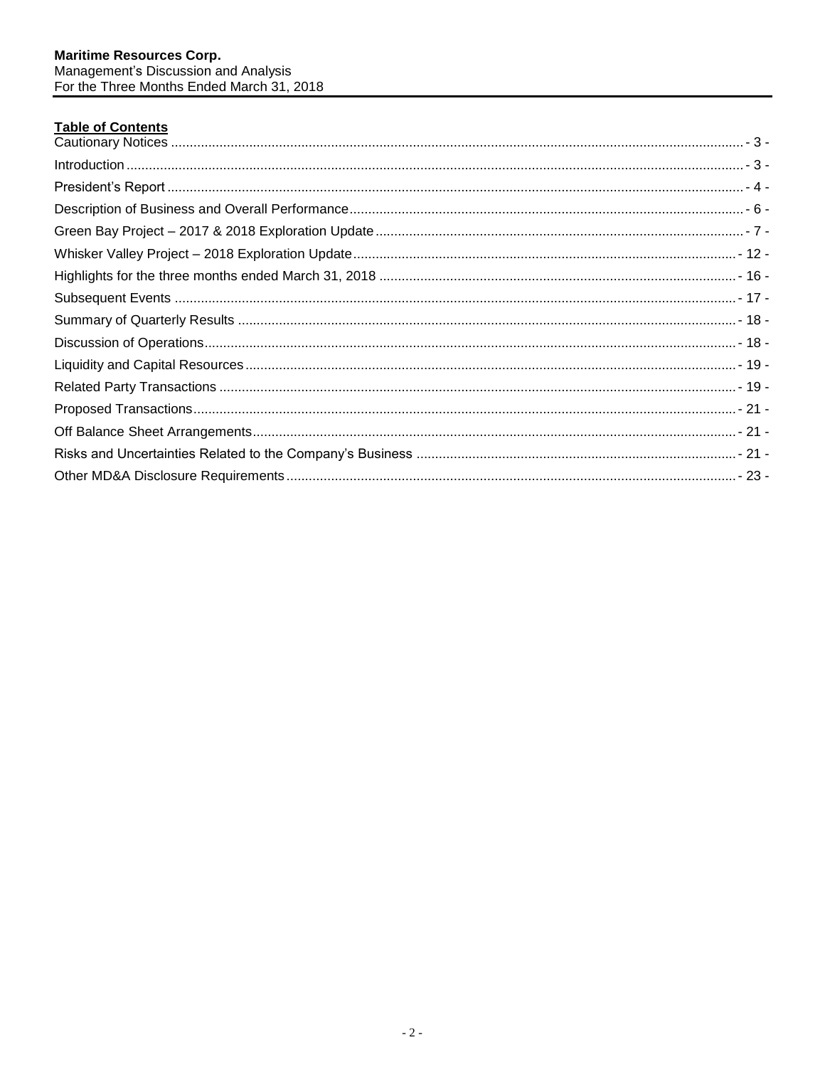**Table of Contents**

| | |
|---|---|
| Cautionary Notices | - 3 - |
| Introduction | - 3 - |
| President's Report | - 4 - |
| Description of Business and Overall Performance | - 6 - |
| Green Bay Project – 2017 & 2018 Exploration Update | - 7 - |
| Whisker Valley Project – 2018 Exploration Update | - 12 - |
| Highlights for the three months ended March 31, 2018 | - 16 - |
| Subsequent Events | - 17 - |
| Summary of Quarterly Results | - 18 - |
| Discussion of Operations | - 18 - |
| Liquidity and Capital Resources | - 19 - |
| Related Party Transactions | - 19 - |
| Proposed Transactions | - 21 - |
| Off Balance Sheet Arrangements | - 21 - |
| Risks and Uncertainties Related to the Company's Business | - 21 - |
| Other MD&A Disclosure Requirements | - 23 - |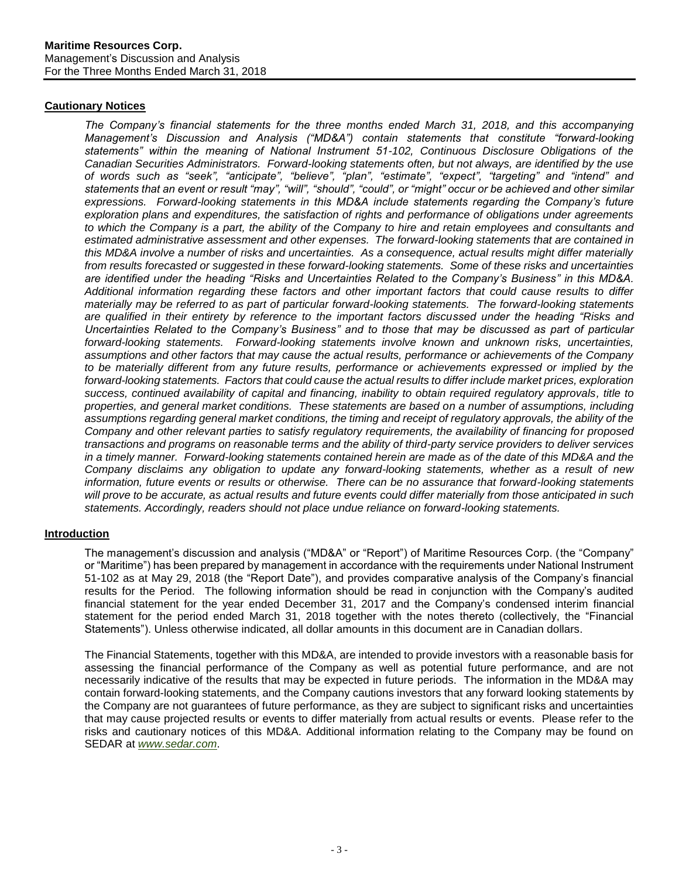## Cautionary Notices

*The Company's financial statements for the three months ended March 31, 2018, and this accompanying Management's Discussion and Analysis ("MD&A") contain statements that constitute "forward-looking statements" within the meaning of National Instrument 51-102, Continuous Disclosure Obligations of the Canadian Securities Administrators. Forward-looking statements often, but not always, are identified by the use of words such as "seek", "anticipate", "believe", "plan", "estimate", "expect", "targeting" and "intend" and statements that an event or result "may", "will", "should", "could", or "might" occur or be achieved and other similar expressions. Forward-looking statements in this MD&A include statements regarding the Company's future exploration plans and expenditures, the satisfaction of rights and performance of obligations under agreements to which the Company is a part, the ability of the Company to hire and retain employees and consultants and estimated administrative assessment and other expenses. The forward-looking statements that are contained in this MD&A involve a number of risks and uncertainties. As a consequence, actual results might differ materially from results forecasted or suggested in these forward-looking statements. Some of these risks and uncertainties are identified under the heading "Risks and Uncertainties Related to the Company's Business" in this MD&A. Additional information regarding these factors and other important factors that could cause results to differ materially may be referred to as part of particular forward-looking statements. The forward-looking statements are qualified in their entirety by reference to the important factors discussed under the heading "Risks and Uncertainties Related to the Company's Business" and to those that may be discussed as part of particular forward-looking statements. Forward-looking statements involve known and unknown risks, uncertainties, assumptions and other factors that may cause the actual results, performance or achievements of the Company to be materially different from any future results, performance or achievements expressed or implied by the forward-looking statements. Factors that could cause the actual results to differ include market prices, exploration success, continued availability of capital and financing, inability to obtain required regulatory approvals, title to properties, and general market conditions. These statements are based on a number of assumptions, including assumptions regarding general market conditions, the timing and receipt of regulatory approvals, the ability of the Company and other relevant parties to satisfy regulatory requirements, the availability of financing for proposed transactions and programs on reasonable terms and the ability of third-party service providers to deliver services in a timely manner. Forward-looking statements contained herein are made as of the date of this MD&A and the Company disclaims any obligation to update any forward-looking statements, whether as a result of new information, future events or results or otherwise. There can be no assurance that forward-looking statements will prove to be accurate, as actual results and future events could differ materially from those anticipated in such statements. Accordingly, readers should not place undue reliance on forward-looking statements.*

## Introduction

The management's discussion and analysis ("MD&A" or "Report") of Maritime Resources Corp. (the "Company" or "Maritime") has been prepared by management in accordance with the requirements under National Instrument 51-102 as at May 29, 2018 (the "Report Date"), and provides comparative analysis of the Company's financial results for the Period. The following information should be read in conjunction with the Company's audited financial statement for the year ended December 31, 2017 and the Company's condensed interim financial statement for the period ended March 31, 2018 together with the notes thereto (collectively, the "Financial Statements"). Unless otherwise indicated, all dollar amounts in this document are in Canadian dollars.

The Financial Statements, together with this MD&A, are intended to provide investors with a reasonable basis for assessing the financial performance of the Company as well as potential future performance, and are not necessarily indicative of the results that may be expected in future periods. The information in the MD&A may contain forward-looking statements, and the Company cautions investors that any forward looking statements by the Company are not guarantees of future performance, as they are subject to significant risks and uncertainties that may cause projected results or events to differ materially from actual results or events. Please refer to the risks and cautionary notices of this MD&A. Additional information relating to the Company may be found on SEDAR at *www.sedar.com*.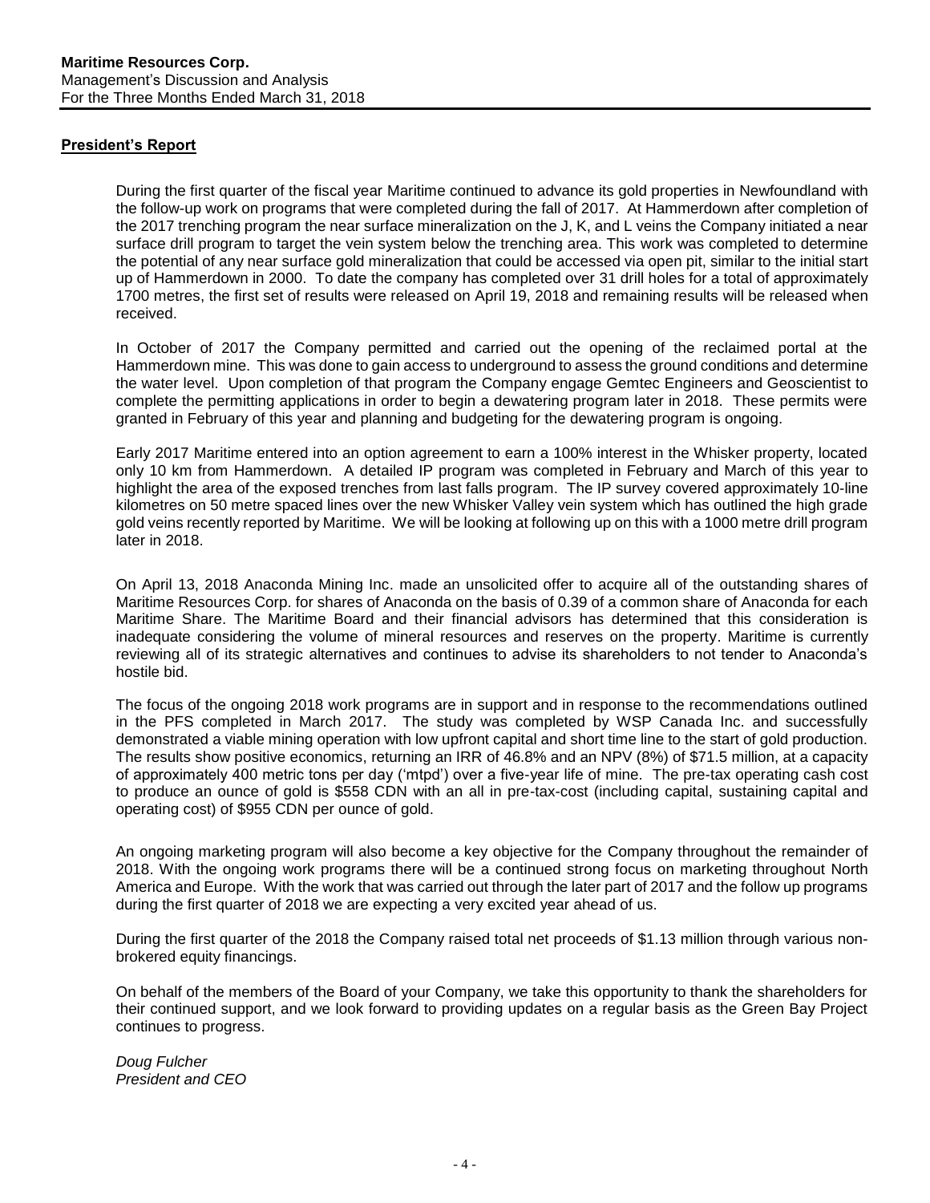## President's Report

During the first quarter of the fiscal year Maritime continued to advance its gold properties in Newfoundland with the follow-up work on programs that were completed during the fall of 2017. At Hammerdown after completion of the 2017 trenching program the near surface mineralization on the J, K, and L veins the Company initiated a near surface drill program to target the vein system below the trenching area. This work was completed to determine the potential of any near surface gold mineralization that could be accessed via open pit, similar to the initial start up of Hammerdown in 2000. To date the company has completed over 31 drill holes for a total of approximately 1700 metres, the first set of results were released on April 19, 2018 and remaining results will be released when received.

In October of 2017 the Company permitted and carried out the opening of the reclaimed portal at the Hammerdown mine. This was done to gain access to underground to assess the ground conditions and determine the water level. Upon completion of that program the Company engage Gemtec Engineers and Geoscientist to complete the permitting applications in order to begin a dewatering program later in 2018. These permits were granted in February of this year and planning and budgeting for the dewatering program is ongoing.

Early 2017 Maritime entered into an option agreement to earn a 100% interest in the Whisker property, located only 10 km from Hammerdown. A detailed IP program was completed in February and March of this year to highlight the area of the exposed trenches from last falls program. The IP survey covered approximately 10-line kilometres on 50 metre spaced lines over the new Whisker Valley vein system which has outlined the high grade gold veins recently reported by Maritime. We will be looking at following up on this with a 1000 metre drill program later in 2018.

On April 13, 2018 Anaconda Mining Inc. made an unsolicited offer to acquire all of the outstanding shares of Maritime Resources Corp. for shares of Anaconda on the basis of 0.39 of a common share of Anaconda for each Maritime Share. The Maritime Board and their financial advisors has determined that this consideration is inadequate considering the volume of mineral resources and reserves on the property. Maritime is currently reviewing all of its strategic alternatives and continues to advise its shareholders to not tender to Anaconda's hostile bid.

The focus of the ongoing 2018 work programs are in support and in response to the recommendations outlined in the PFS completed in March 2017. The study was completed by WSP Canada Inc. and successfully demonstrated a viable mining operation with low upfront capital and short time line to the start of gold production. The results show positive economics, returning an IRR of 46.8% and an NPV (8%) of $71.5 million, at a capacity of approximately 400 metric tons per day ('mtpd') over a five-year life of mine. The pre-tax operating cash cost to produce an ounce of gold is $558 CDN with an all in pre-tax-cost (including capital, sustaining capital and operating cost) of $955 CDN per ounce of gold.

An ongoing marketing program will also become a key objective for the Company throughout the remainder of 2018. With the ongoing work programs there will be a continued strong focus on marketing throughout North America and Europe. With the work that was carried out through the later part of 2017 and the follow up programs during the first quarter of 2018 we are expecting a very excited year ahead of us.

During the first quarter of the 2018 the Company raised total net proceeds of $1.13 million through various non-brokered equity financings.

On behalf of the members of the Board of your Company, we take this opportunity to thank the shareholders for their continued support, and we look forward to providing updates on a regular basis as the Green Bay Project continues to progress.

*Doug Fulcher*
*President and CEO*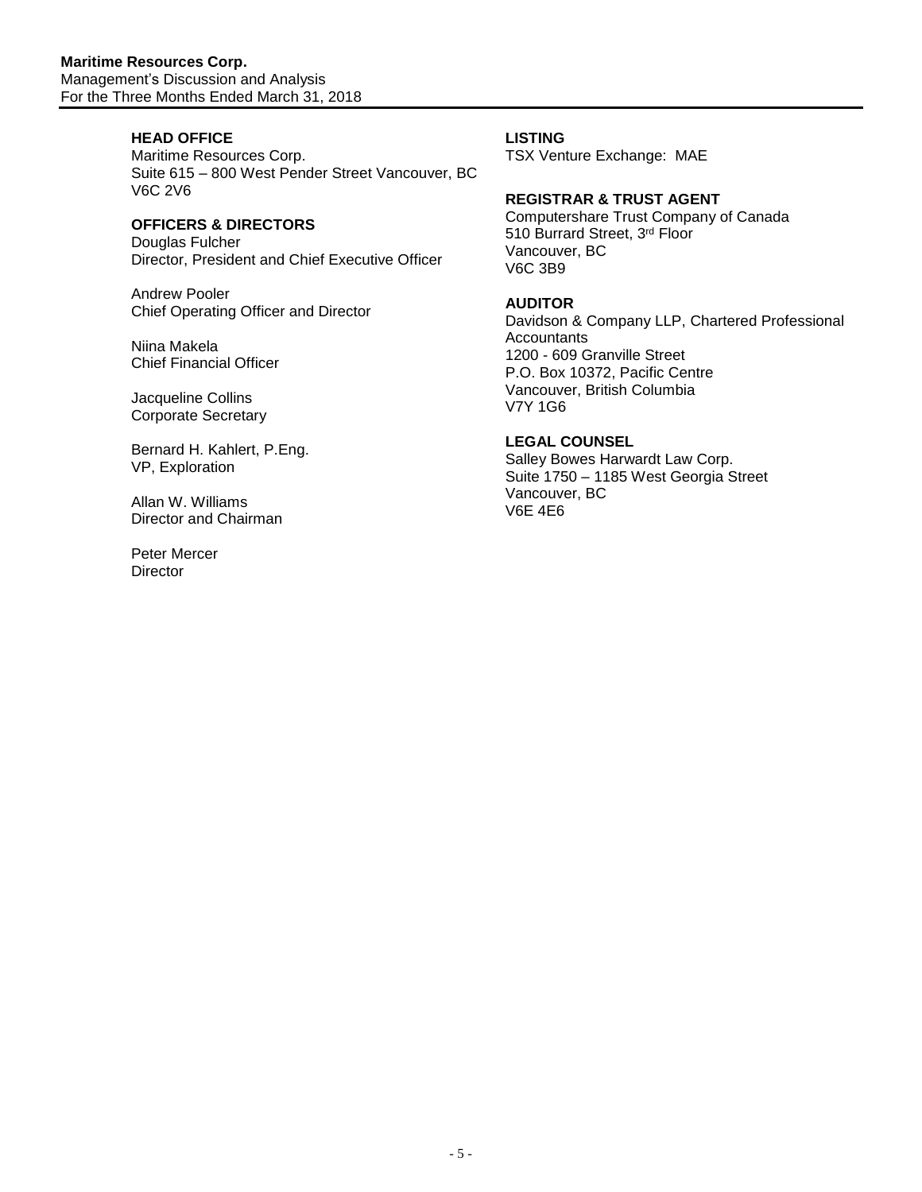## HEAD OFFICE

Maritime Resources Corp.
Suite 615 – 800 West Pender Street Vancouver, BC
V6C 2V6

## OFFICERS & DIRECTORS

Douglas Fulcher
Director, President and Chief Executive Officer

Andrew Pooler
Chief Operating Officer and Director

Niina Makela
Chief Financial Officer

Jacqueline Collins
Corporate Secretary

Bernard H. Kahlert, P.Eng.
VP, Exploration

Allan W. Williams
Director and Chairman

Peter Mercer
Director

## LISTING

TSX Venture Exchange: MAE

## REGISTRAR & TRUST AGENT

Computershare Trust Company of Canada
510 Burrard Street, 3rd Floor
Vancouver, BC
V6C 3B9

## AUDITOR

Davidson & Company LLP, Chartered Professional Accountants
1200 - 609 Granville Street
P.O. Box 10372, Pacific Centre
Vancouver, British Columbia
V7Y 1G6

## LEGAL COUNSEL

Salley Bowes Harwardt Law Corp.
Suite 1750 – 1185 West Georgia Street
Vancouver, BC
V6E 4E6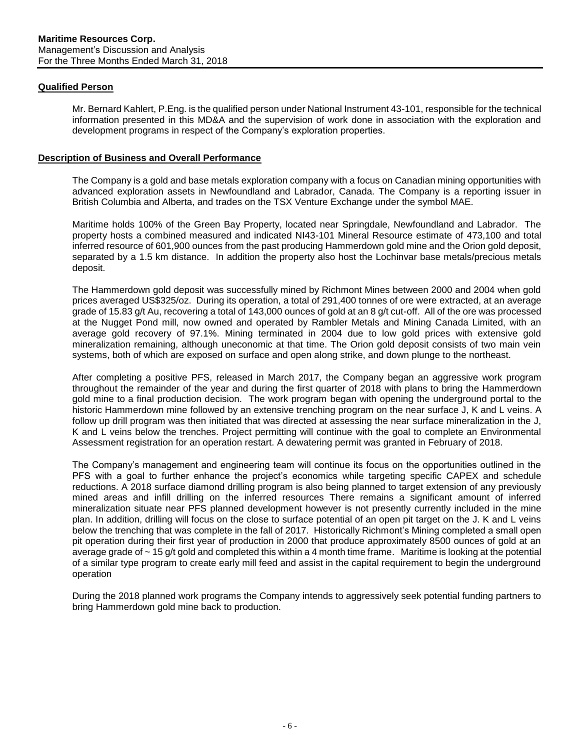## Qualified Person

Mr. Bernard Kahlert, P.Eng. is the qualified person under National Instrument 43-101, responsible for the technical information presented in this MD&A and the supervision of work done in association with the exploration and development programs in respect of the Company's exploration properties.

## Description of Business and Overall Performance

The Company is a gold and base metals exploration company with a focus on Canadian mining opportunities with advanced exploration assets in Newfoundland and Labrador, Canada. The Company is a reporting issuer in British Columbia and Alberta, and trades on the TSX Venture Exchange under the symbol MAE.

Maritime holds 100% of the Green Bay Property, located near Springdale, Newfoundland and Labrador. The property hosts a combined measured and indicated NI43-101 Mineral Resource estimate of 473,100 and total inferred resource of 601,900 ounces from the past producing Hammerdown gold mine and the Orion gold deposit, separated by a 1.5 km distance. In addition the property also host the Lochinvar base metals/precious metals deposit.

The Hammerdown gold deposit was successfully mined by Richmont Mines between 2000 and 2004 when gold prices averaged US$325/oz. During its operation, a total of 291,400 tonnes of ore were extracted, at an average grade of 15.83 g/t Au, recovering a total of 143,000 ounces of gold at an 8 g/t cut-off. All of the ore was processed at the Nugget Pond mill, now owned and operated by Rambler Metals and Mining Canada Limited, with an average gold recovery of 97.1%. Mining terminated in 2004 due to low gold prices with extensive gold mineralization remaining, although uneconomic at that time. The Orion gold deposit consists of two main vein systems, both of which are exposed on surface and open along strike, and down plunge to the northeast.

After completing a positive PFS, released in March 2017, the Company began an aggressive work program throughout the remainder of the year and during the first quarter of 2018 with plans to bring the Hammerdown gold mine to a final production decision. The work program began with opening the underground portal to the historic Hammerdown mine followed by an extensive trenching program on the near surface J, K and L veins. A follow up drill program was then initiated that was directed at assessing the near surface mineralization in the J, K and L veins below the trenches. Project permitting will continue with the goal to complete an Environmental Assessment registration for an operation restart. A dewatering permit was granted in February of 2018.

The Company's management and engineering team will continue its focus on the opportunities outlined in the PFS with a goal to further enhance the project's economics while targeting specific CAPEX and schedule reductions. A 2018 surface diamond drilling program is also being planned to target extension of any previously mined areas and infill drilling on the inferred resources There remains a significant amount of inferred mineralization situate near PFS planned development however is not presently currently included in the mine plan. In addition, drilling will focus on the close to surface potential of an open pit target on the J. K and L veins below the trenching that was complete in the fall of 2017. Historically Richmont's Mining completed a small open pit operation during their first year of production in 2000 that produce approximately 8500 ounces of gold at an average grade of ~ 15 g/t gold and completed this within a 4 month time frame. Maritime is looking at the potential of a similar type program to create early mill feed and assist in the capital requirement to begin the underground operation

During the 2018 planned work programs the Company intends to aggressively seek potential funding partners to bring Hammerdown gold mine back to production.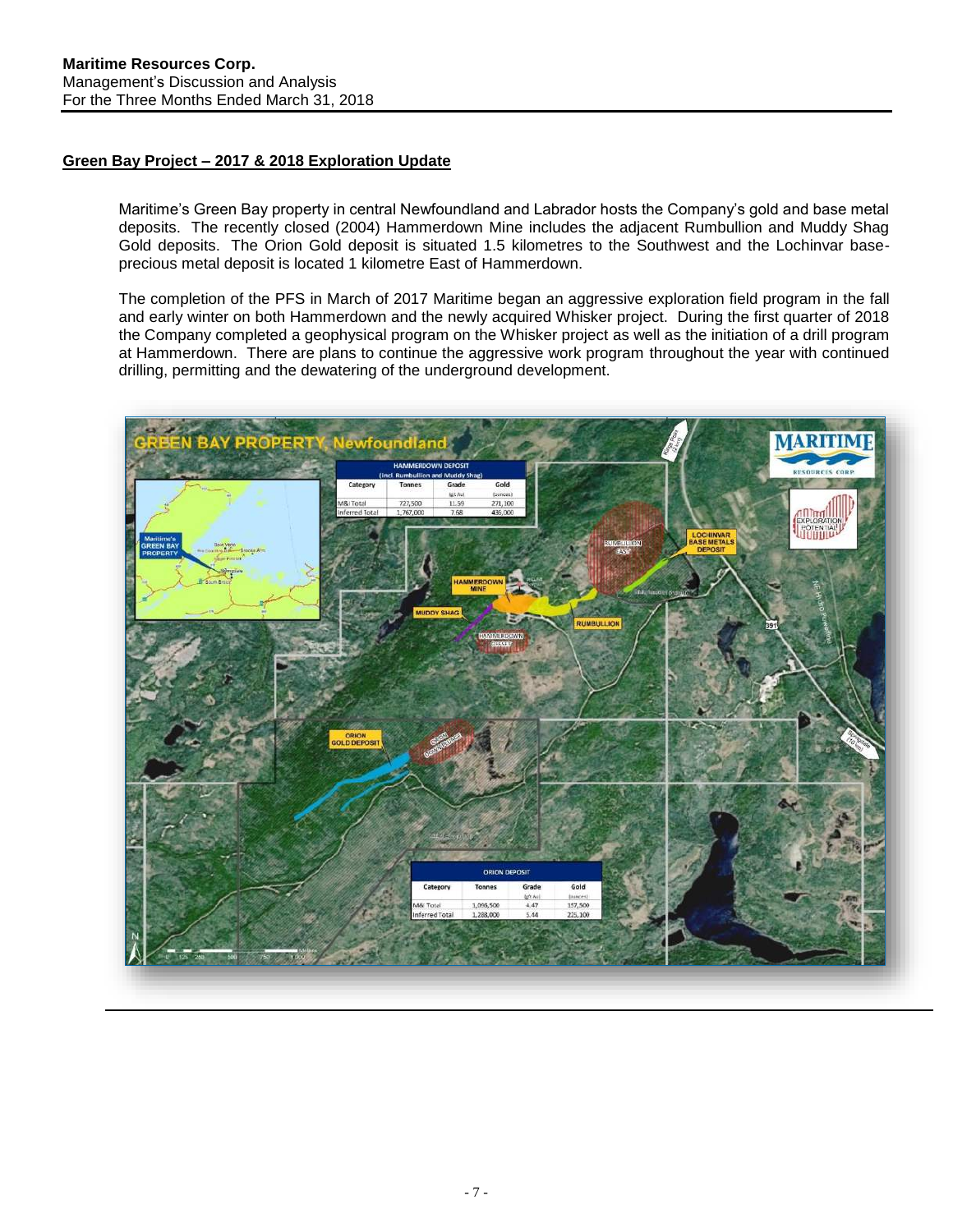## Green Bay Project – 2017 & 2018 Exploration Update

Maritime's Green Bay property in central Newfoundland and Labrador hosts the Company's gold and base metal deposits. The recently closed (2004) Hammerdown Mine includes the adjacent Rumbullion and Muddy Shag Gold deposits. The Orion Gold deposit is situated 1.5 kilometres to the Southwest and the Lochinvar base-precious metal deposit is located 1 kilometre East of Hammerdown.

The completion of the PFS in March of 2017 Maritime began an aggressive exploration field program in the fall and early winter on both Hammerdown and the newly acquired Whisker project. During the first quarter of 2018 the Company completed a geophysical program on the Whisker project as well as the initiation of a drill program at Hammerdown. There are plans to continue the aggressive work program throughout the year with continued drilling, permitting and the dewatering of the underground development.

**GREEN BAY PROPERTY, Newfoundland**

**HAMMERDOWN DEPOSIT (incl. Rumbullion and Muddy Shag)**

| Category | Tonnes | Grade (g/t Au) | Gold (ounces) |
|---|---|---|---|
| M&I Total | 727,500 | 11.59 | 271,100 |
| Inferred Total | 1,767,000 | 7.68 | 436,000 |

**ORION DEPOSIT**

| Category | Tonnes | Grade (g/t Au) | Gold (ounces) |
|---|---|---|---|
| M&I Total | 1,096,500 | 4.47 | 157,500 |
| Inferred Total | 1,288,000 | 5.44 | 225,100 |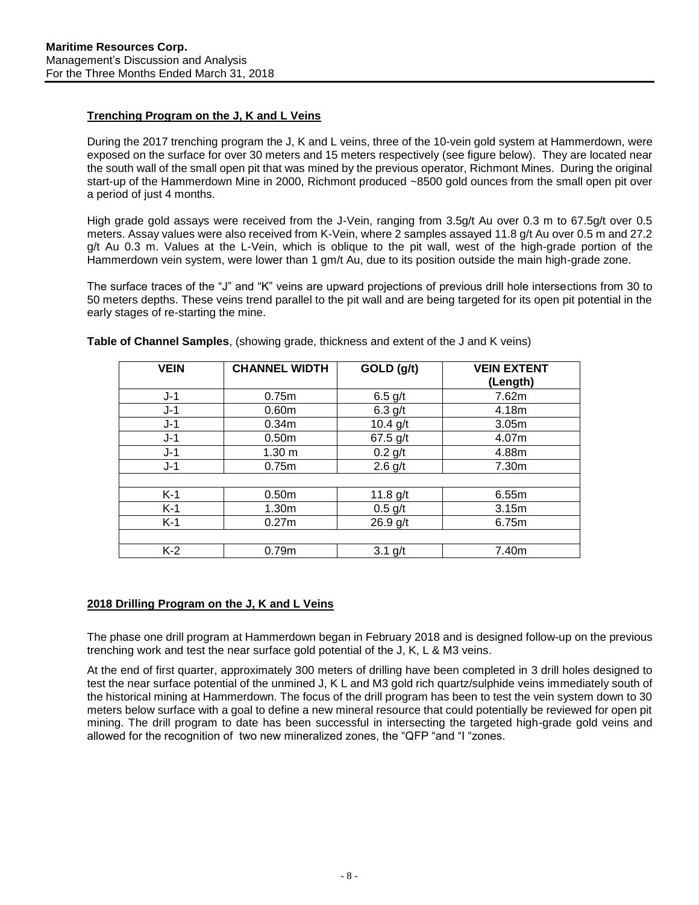**Trenching Program on the J, K and L Veins**

During the 2017 trenching program the J, K and L veins, three of the 10-vein gold system at Hammerdown, were exposed on the surface for over 30 meters and 15 meters respectively (see figure below). They are located near the south wall of the small open pit that was mined by the previous operator, Richmont Mines. During the original start-up of the Hammerdown Mine in 2000, Richmont produced ~8500 gold ounces from the small open pit over a period of just 4 months.

High grade gold assays were received from the J-Vein, ranging from 3.5g/t Au over 0.3 m to 67.5g/t over 0.5 meters. Assay values were also received from K-Vein, where 2 samples assayed 11.8 g/t Au over 0.5 m and 27.2 g/t Au 0.3 m. Values at the L-Vein, which is oblique to the pit wall, west of the high-grade portion of the Hammerdown vein system, were lower than 1 gm/t Au, due to its position outside the main high-grade zone.

The surface traces of the "J" and "K" veins are upward projections of previous drill hole intersections from 30 to 50 meters depths. These veins trend parallel to the pit wall and are being targeted for its open pit potential in the early stages of re-starting the mine.

**Table of Channel Samples**, (showing grade, thickness and extent of the J and K veins)

| VEIN | CHANNEL WIDTH | GOLD (g/t) | VEIN EXTENT (Length) |
|---|---|---|---|
| J-1 | 0.75m | 6.5 g/t | 7.62m |
| J-1 | 0.60m | 6.3 g/t | 4.18m |
| J-1 | 0.34m | 10.4 g/t | 3.05m |
| J-1 | 0.50m | 67.5 g/t | 4.07m |
| J-1 | 1.30 m | 0.2 g/t | 4.88m |
| J-1 | 0.75m | 2.6 g/t | 7.30m |
| | | | |
| K-1 | 0.50m | 11.8 g/t | 6.55m |
| K-1 | 1.30m | 0.5 g/t | 3.15m |
| K-1 | 0.27m | 26.9 g/t | 6.75m |
| | | | |
| K-2 | 0.79m | 3.1 g/t | 7.40m |

**2018 Drilling Program on the J, K and L Veins**

The phase one drill program at Hammerdown began in February 2018 and is designed follow-up on the previous trenching work and test the near surface gold potential of the J, K, L & M3 veins.

At the end of first quarter, approximately 300 meters of drilling have been completed in 3 drill holes designed to test the near surface potential of the unmined J, K L and M3 gold rich quartz/sulphide veins immediately south of the historical mining at Hammerdown. The focus of the drill program has been to test the vein system down to 30 meters below surface with a goal to define a new mineral resource that could potentially be reviewed for open pit mining. The drill program to date has been successful in intersecting the targeted high-grade gold veins and allowed for the recognition of two new mineralized zones, the "QFP "and "I "zones.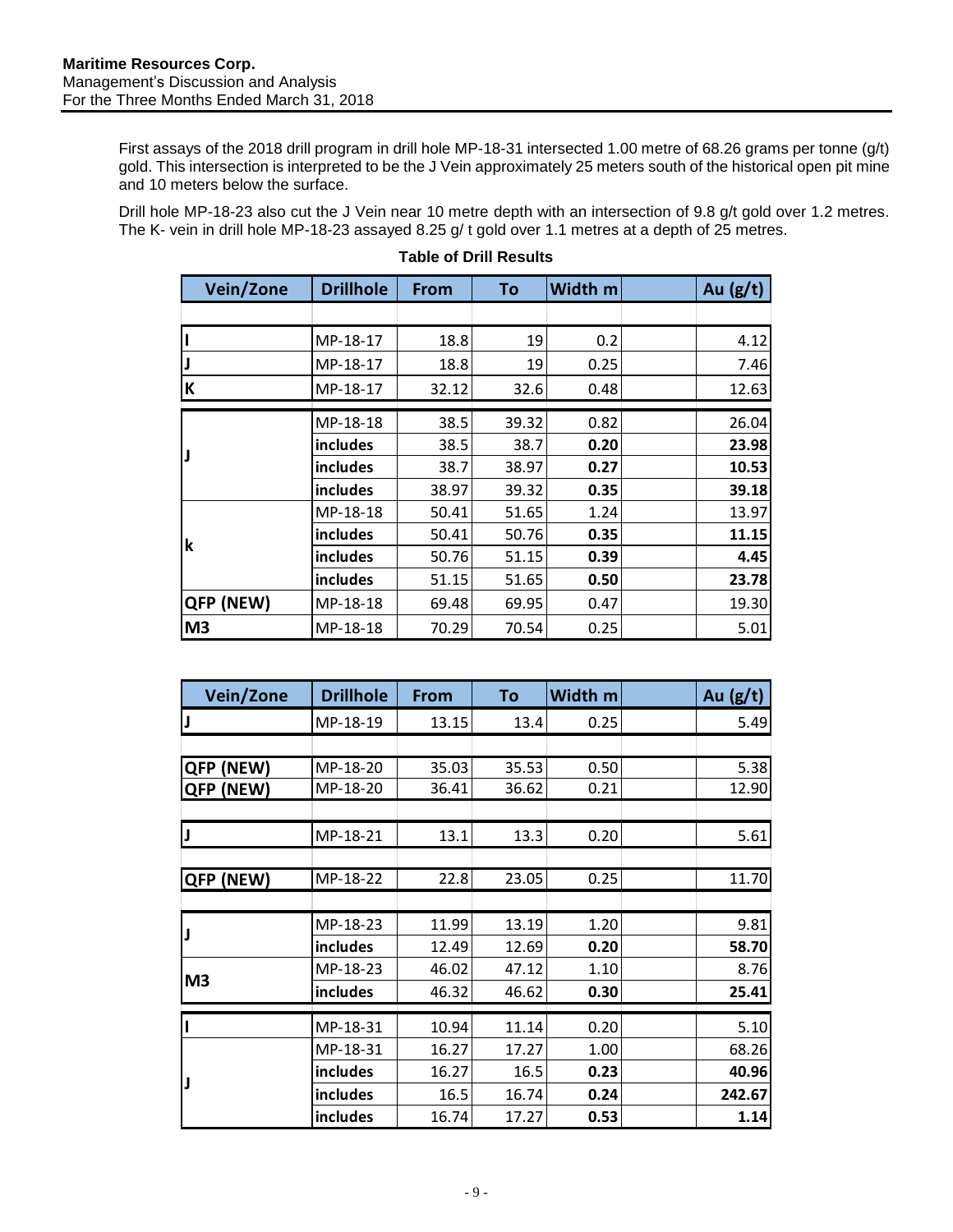First assays of the 2018 drill program in drill hole MP-18-31 intersected 1.00 metre of 68.26 grams per tonne (g/t) gold. This intersection is interpreted to be the J Vein approximately 25 meters south of the historical open pit mine and 10 meters below the surface.

Drill hole MP-18-23 also cut the J Vein near 10 metre depth with an intersection of 9.8 g/t gold over 1.2 metres. The K- vein in drill hole MP-18-23 assayed 8.25 g/ t gold over 1.1 metres at a depth of 25 metres.

**Table of Drill Results**

| Vein/Zone | Drillhole | From | To | Width m | | Au (g/t) |
|---|---|---|---|---|---|---|
| | | | | | | |
| I | MP-18-17 | 18.8 | 19 | 0.2 | | 4.12 |
| J | MP-18-17 | 18.8 | 19 | 0.25 | | 7.46 |
| K | MP-18-17 | 32.12 | 32.6 | 0.48 | | 12.63 |
| J | MP-18-18 | 38.5 | 39.32 | 0.82 | | 26.04 |
| | includes | 38.5 | 38.7 | **0.20** | | **23.98** |
| | includes | 38.7 | 38.97 | **0.27** | | **10.53** |
| | includes | 38.97 | 39.32 | **0.35** | | **39.18** |
| k | MP-18-18 | 50.41 | 51.65 | 1.24 | | 13.97 |
| | includes | 50.41 | 50.76 | **0.35** | | **11.15** |
| | includes | 50.76 | 51.15 | **0.39** | | **4.45** |
| | includes | 51.15 | 51.65 | **0.50** | | **23.78** |
| QFP (NEW) | MP-18-18 | 69.48 | 69.95 | 0.47 | | 19.30 |
| M3 | MP-18-18 | 70.29 | 70.54 | 0.25 | | 5.01 |

| Vein/Zone | Drillhole | From | To | Width m | | Au (g/t) |
|---|---|---|---|---|---|---|
| J | MP-18-19 | 13.15 | 13.4 | 0.25 | | 5.49 |
| | | | | | | |
| QFP (NEW) | MP-18-20 | 35.03 | 35.53 | 0.50 | | 5.38 |
| QFP (NEW) | MP-18-20 | 36.41 | 36.62 | 0.21 | | 12.90 |
| | | | | | | |
| J | MP-18-21 | 13.1 | 13.3 | 0.20 | | 5.61 |
| | | | | | | |
| QFP (NEW) | MP-18-22 | 22.8 | 23.05 | 0.25 | | 11.70 |
| | | | | | | |
| J | MP-18-23 | 11.99 | 13.19 | 1.20 | | 9.81 |
| | includes | 12.49 | 12.69 | **0.20** | | **58.70** |
| M3 | MP-18-23 | 46.02 | 47.12 | 1.10 | | 8.76 |
| | includes | 46.32 | 46.62 | **0.30** | | **25.41** |
| I | MP-18-31 | 10.94 | 11.14 | 0.20 | | 5.10 |
| J | MP-18-31 | 16.27 | 17.27 | 1.00 | | 68.26 |
| | includes | 16.27 | 16.5 | **0.23** | | **40.96** |
| | includes | 16.5 | 16.74 | **0.24** | | **242.67** |
| | includes | 16.74 | 17.27 | **0.53** | | **1.14** |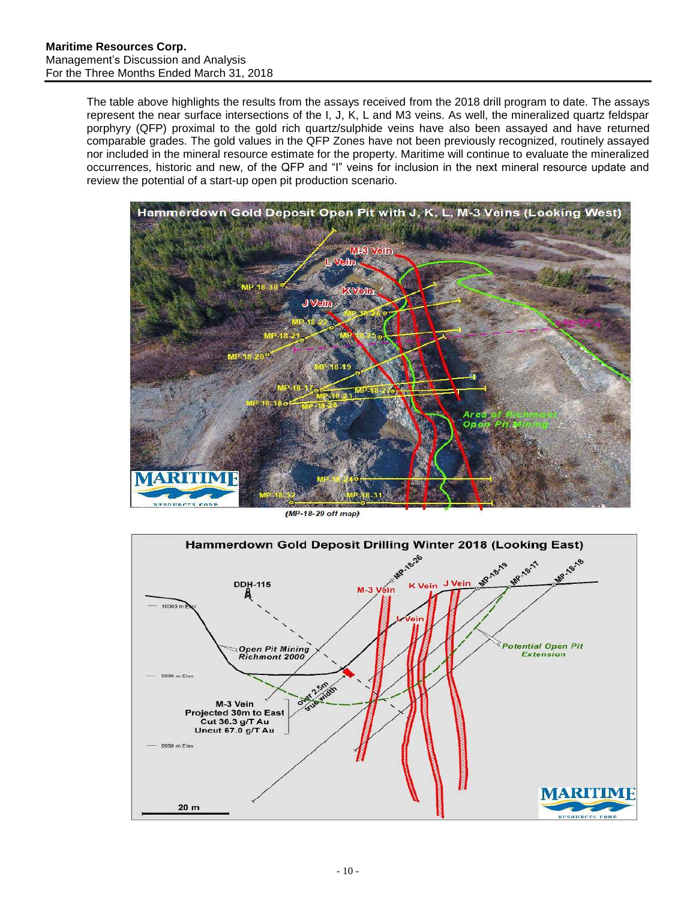The table above highlights the results from the assays received from the 2018 drill program to date. The assays represent the near surface intersections of the I, J, K, L and M3 veins. As well, the mineralized quartz feldspar porphyry (QFP) proximal to the gold rich quartz/sulphide veins have also been assayed and have returned comparable grades. The gold values in the QFP Zones have not been previously recognized, routinely assayed nor included in the mineral resource estimate for the property. Maritime will continue to evaluate the mineralized occurrences, historic and new, of the QFP and "I" veins for inclusion in the next mineral resource update and review the potential of a start-up open pit production scenario.

(MP-18-29 off map)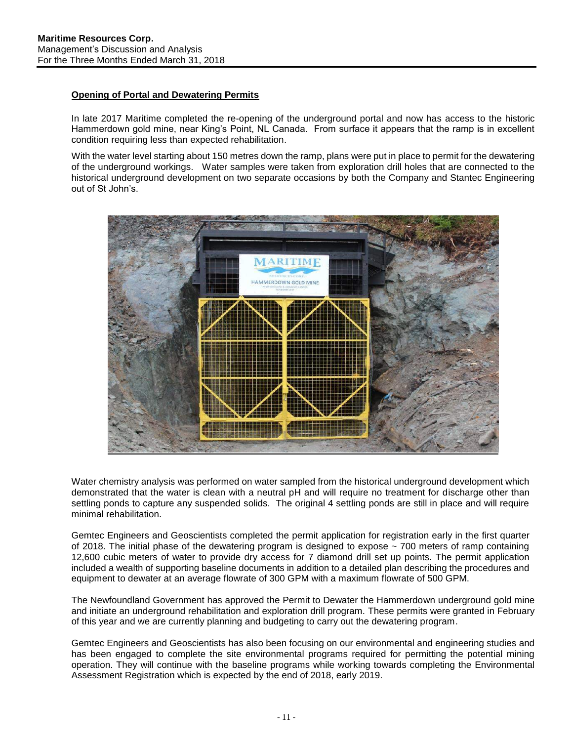## Opening of Portal and Dewatering Permits

In late 2017 Maritime completed the re-opening of the underground portal and now has access to the historic Hammerdown gold mine, near King's Point, NL Canada. From surface it appears that the ramp is in excellent condition requiring less than expected rehabilitation.

With the water level starting about 150 metres down the ramp, plans were put in place to permit for the dewatering of the underground workings. Water samples were taken from exploration drill holes that are connected to the historical underground development on two separate occasions by both the Company and Stantec Engineering out of St John's.

Water chemistry analysis was performed on water sampled from the historical underground development which demonstrated that the water is clean with a neutral pH and will require no treatment for discharge other than settling ponds to capture any suspended solids. The original 4 settling ponds are still in place and will require minimal rehabilitation.

Gemtec Engineers and Geoscientists completed the permit application for registration early in the first quarter of 2018. The initial phase of the dewatering program is designed to expose ~ 700 meters of ramp containing 12,600 cubic meters of water to provide dry access for 7 diamond drill set up points. The permit application included a wealth of supporting baseline documents in addition to a detailed plan describing the procedures and equipment to dewater at an average flowrate of 300 GPM with a maximum flowrate of 500 GPM.

The Newfoundland Government has approved the Permit to Dewater the Hammerdown underground gold mine and initiate an underground rehabilitation and exploration drill program. These permits were granted in February of this year and we are currently planning and budgeting to carry out the dewatering program.

Gemtec Engineers and Geoscientists has also been focusing on our environmental and engineering studies and has been engaged to complete the site environmental programs required for permitting the potential mining operation. They will continue with the baseline programs while working towards completing the Environmental Assessment Registration which is expected by the end of 2018, early 2019.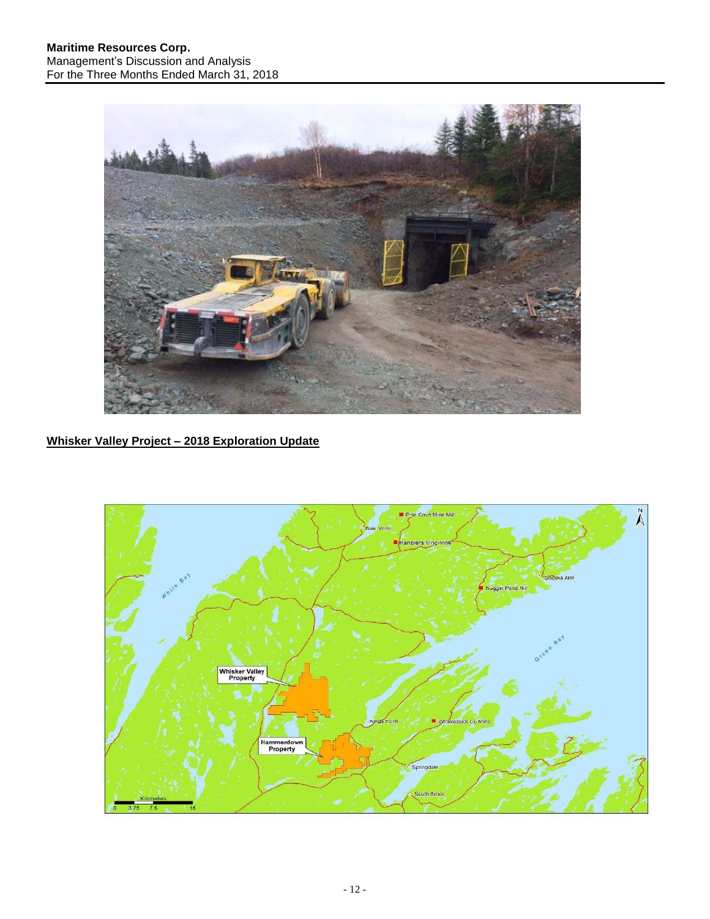## Whisker Valley Project – 2018 Exploration Update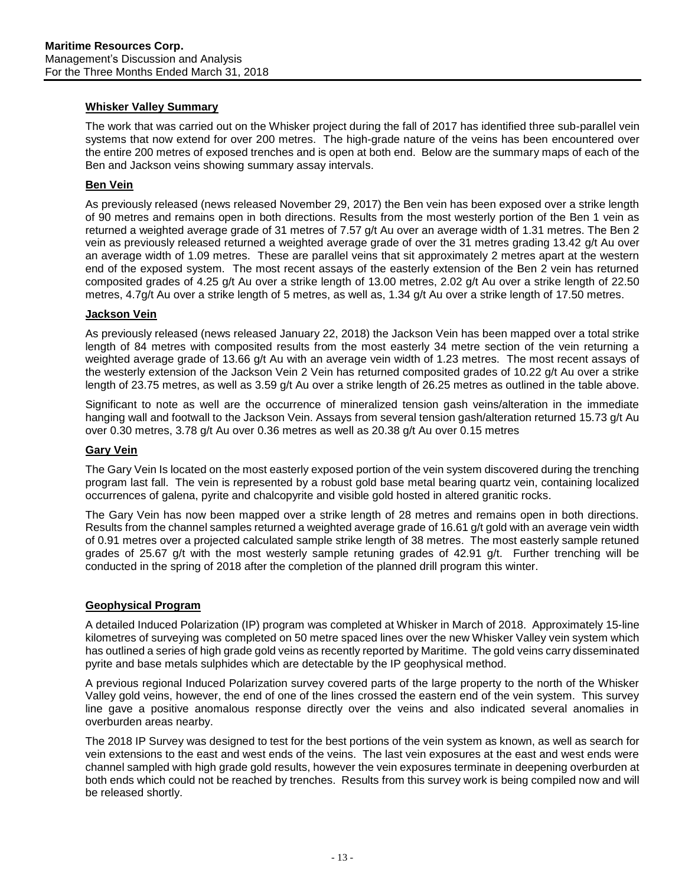#### Whisker Valley Summary

The work that was carried out on the Whisker project during the fall of 2017 has identified three sub-parallel vein systems that now extend for over 200 metres. The high-grade nature of the veins has been encountered over the entire 200 metres of exposed trenches and is open at both end. Below are the summary maps of each of the Ben and Jackson veins showing summary assay intervals.

#### Ben Vein

As previously released (news released November 29, 2017) the Ben vein has been exposed over a strike length of 90 metres and remains open in both directions. Results from the most westerly portion of the Ben 1 vein as returned a weighted average grade of 31 metres of 7.57 g/t Au over an average width of 1.31 metres. The Ben 2 vein as previously released returned a weighted average grade of over the 31 metres grading 13.42 g/t Au over an average width of 1.09 metres. These are parallel veins that sit approximately 2 metres apart at the western end of the exposed system. The most recent assays of the easterly extension of the Ben 2 vein has returned composited grades of 4.25 g/t Au over a strike length of 13.00 metres, 2.02 g/t Au over a strike length of 22.50 metres, 4.7g/t Au over a strike length of 5 metres, as well as, 1.34 g/t Au over a strike length of 17.50 metres.

#### Jackson Vein

As previously released (news released January 22, 2018) the Jackson Vein has been mapped over a total strike length of 84 metres with composited results from the most easterly 34 metre section of the vein returning a weighted average grade of 13.66 g/t Au with an average vein width of 1.23 metres. The most recent assays of the westerly extension of the Jackson Vein 2 Vein has returned composited grades of 10.22 g/t Au over a strike length of 23.75 metres, as well as 3.59 g/t Au over a strike length of 26.25 metres as outlined in the table above.

Significant to note as well are the occurrence of mineralized tension gash veins/alteration in the immediate hanging wall and footwall to the Jackson Vein. Assays from several tension gash/alteration returned 15.73 g/t Au over 0.30 metres, 3.78 g/t Au over 0.36 metres as well as 20.38 g/t Au over 0.15 metres

#### Gary Vein

The Gary Vein Is located on the most easterly exposed portion of the vein system discovered during the trenching program last fall. The vein is represented by a robust gold base metal bearing quartz vein, containing localized occurrences of galena, pyrite and chalcopyrite and visible gold hosted in altered granitic rocks.

The Gary Vein has now been mapped over a strike length of 28 metres and remains open in both directions. Results from the channel samples returned a weighted average grade of 16.61 g/t gold with an average vein width of 0.91 metres over a projected calculated sample strike length of 38 metres. The most easterly sample retuned grades of 25.67 g/t with the most westerly sample retuning grades of 42.91 g/t. Further trenching will be conducted in the spring of 2018 after the completion of the planned drill program this winter.

#### Geophysical Program

A detailed Induced Polarization (IP) program was completed at Whisker in March of 2018. Approximately 15-line kilometres of surveying was completed on 50 metre spaced lines over the new Whisker Valley vein system which has outlined a series of high grade gold veins as recently reported by Maritime. The gold veins carry disseminated pyrite and base metals sulphides which are detectable by the IP geophysical method.

A previous regional Induced Polarization survey covered parts of the large property to the north of the Whisker Valley gold veins, however, the end of one of the lines crossed the eastern end of the vein system. This survey line gave a positive anomalous response directly over the veins and also indicated several anomalies in overburden areas nearby.

The 2018 IP Survey was designed to test for the best portions of the vein system as known, as well as search for vein extensions to the east and west ends of the veins. The last vein exposures at the east and west ends were channel sampled with high grade gold results, however the vein exposures terminate in deepening overburden at both ends which could not be reached by trenches. Results from this survey work is being compiled now and will be released shortly.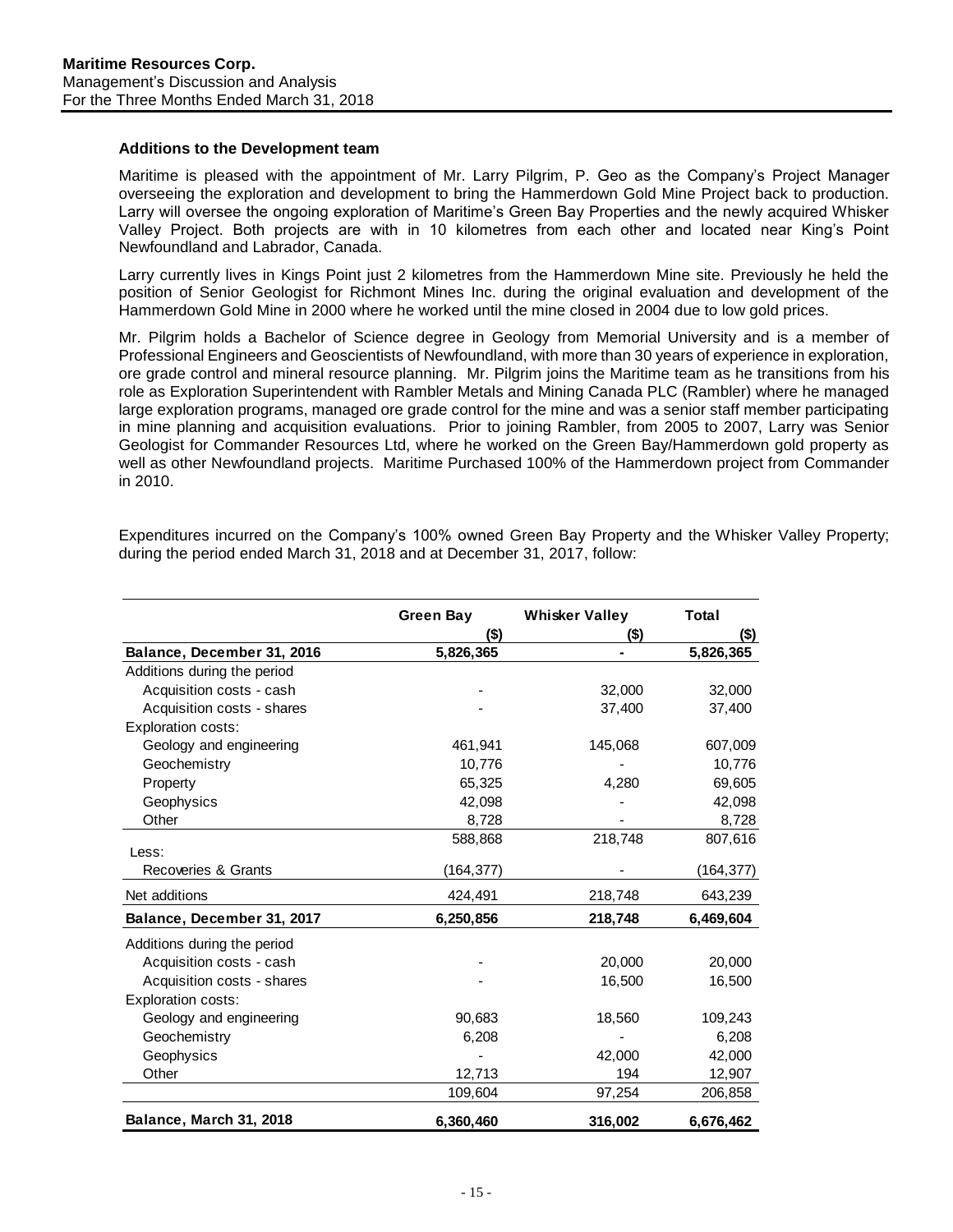### Additions to the Development team

Maritime is pleased with the appointment of Mr. Larry Pilgrim, P. Geo as the Company's Project Manager overseeing the exploration and development to bring the Hammerdown Gold Mine Project back to production. Larry will oversee the ongoing exploration of Maritime's Green Bay Properties and the newly acquired Whisker Valley Project. Both projects are with in 10 kilometres from each other and located near King's Point Newfoundland and Labrador, Canada.

Larry currently lives in Kings Point just 2 kilometres from the Hammerdown Mine site. Previously he held the position of Senior Geologist for Richmont Mines Inc. during the original evaluation and development of the Hammerdown Gold Mine in 2000 where he worked until the mine closed in 2004 due to low gold prices.

Mr. Pilgrim holds a Bachelor of Science degree in Geology from Memorial University and is a member of Professional Engineers and Geoscientists of Newfoundland, with more than 30 years of experience in exploration, ore grade control and mineral resource planning. Mr. Pilgrim joins the Maritime team as he transitions from his role as Exploration Superintendent with Rambler Metals and Mining Canada PLC (Rambler) where he managed large exploration programs, managed ore grade control for the mine and was a senior staff member participating in mine planning and acquisition evaluations. Prior to joining Rambler, from 2005 to 2007, Larry was Senior Geologist for Commander Resources Ltd, where he worked on the Green Bay/Hammerdown gold property as well as other Newfoundland projects. Maritime Purchased 100% of the Hammerdown project from Commander in 2010.

Expenditures incurred on the Company's 100% owned Green Bay Property and the Whisker Valley Property; during the period ended March 31, 2018 and at December 31, 2017, follow:

| | Green Bay ($) | Whisker Valley ($) | Total ($) |
|---|---|---|---|
| **Balance, December 31, 2016** | **5,826,365** | **-** | **5,826,365** |
| Additions during the period | | | |
| Acquisition costs - cash | - | 32,000 | 32,000 |
| Acquisition costs - shares | - | 37,400 | 37,400 |
| Exploration costs: | | | |
| Geology and engineering | 461,941 | 145,068 | 607,009 |
| Geochemistry | 10,776 | - | 10,776 |
| Property | 65,325 | 4,280 | 69,605 |
| Geophysics | 42,098 | - | 42,098 |
| Other | 8,728 | - | 8,728 |
| | 588,868 | 218,748 | 807,616 |
| Less: | | | |
| Recoveries & Grants | (164,377) | - | (164,377) |
| Net additions | 424,491 | 218,748 | 643,239 |
| **Balance, December 31, 2017** | **6,250,856** | **218,748** | **6,469,604** |
| Additions during the period | | | |
| Acquisition costs - cash | - | 20,000 | 20,000 |
| Acquisition costs - shares | - | 16,500 | 16,500 |
| Exploration costs: | | | |
| Geology and engineering | 90,683 | 18,560 | 109,243 |
| Geochemistry | 6,208 | - | 6,208 |
| Geophysics | - | 42,000 | 42,000 |
| Other | 12,713 | 194 | 12,907 |
| | 109,604 | 97,254 | 206,858 |
| **Balance, March 31, 2018** | **6,360,460** | **316,002** | **6,676,462** |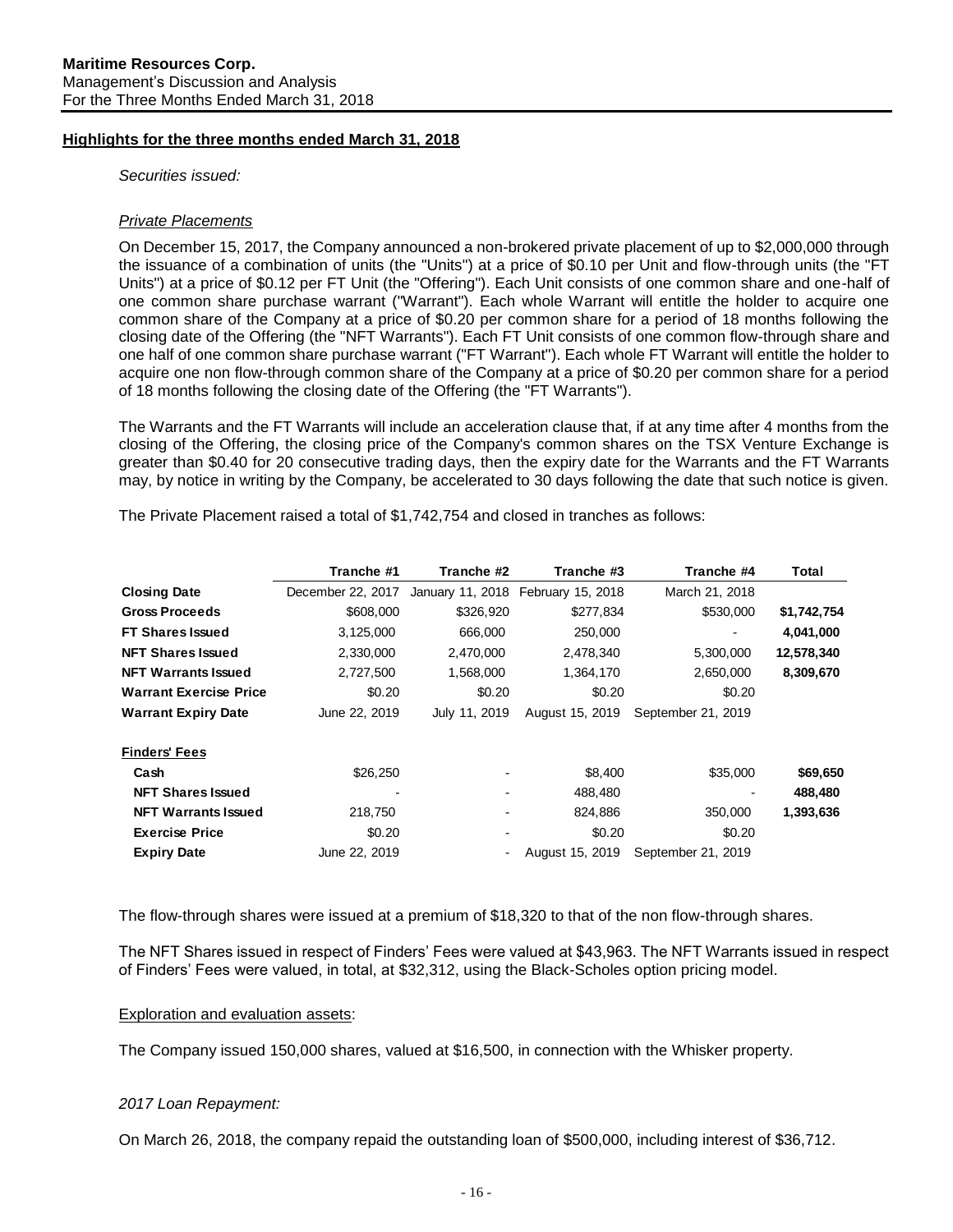## Highlights for the three months ended March 31, 2018

*Securities issued:*

### *Private Placements*

On December 15, 2017, the Company announced a non-brokered private placement of up to $2,000,000 through the issuance of a combination of units (the "Units") at a price of $0.10 per Unit and flow-through units (the "FT Units") at a price of $0.12 per FT Unit (the "Offering"). Each Unit consists of one common share and one-half of one common share purchase warrant ("Warrant"). Each whole Warrant will entitle the holder to acquire one common share of the Company at a price of $0.20 per common share for a period of 18 months following the closing date of the Offering (the "NFT Warrants"). Each FT Unit consists of one common flow-through share and one half of one common share purchase warrant ("FT Warrant"). Each whole FT Warrant will entitle the holder to acquire one non flow-through common share of the Company at a price of $0.20 per common share for a period of 18 months following the closing date of the Offering (the "FT Warrants").

The Warrants and the FT Warrants will include an acceleration clause that, if at any time after 4 months from the closing of the Offering, the closing price of the Company's common shares on the TSX Venture Exchange is greater than $0.40 for 20 consecutive trading days, then the expiry date for the Warrants and the FT Warrants may, by notice in writing by the Company, be accelerated to 30 days following the date that such notice is given.

The Private Placement raised a total of $1,742,754 and closed in tranches as follows:

| | Tranche #1 | Tranche #2 | Tranche #3 | Tranche #4 | Total |
|---|---|---|---|---|---|
| **Closing Date** | December 22, 2017 | January 11, 2018 | February 15, 2018 | March 21, 2018 | |
| **Gross Proceeds** | $608,000 | $326,920 | $277,834 | $530,000 | **$1,742,754** |
| **FT Shares Issued** | 3,125,000 | 666,000 | 250,000 | - | **4,041,000** |
| **NFT Shares Issued** | 2,330,000 | 2,470,000 | 2,478,340 | 5,300,000 | **12,578,340** |
| **NFT Warrants Issued** | 2,727,500 | 1,568,000 | 1,364,170 | 2,650,000 | **8,309,670** |
| **Warrant Exercise Price** | $0.20 | $0.20 | $0.20 | $0.20 | |
| **Warrant Expiry Date** | June 22, 2019 | July 11, 2019 | August 15, 2019 | September 21, 2019 | |
| **Finders' Fees** | | | | | |
| **Cash** | $26,250 | - | $8,400 | $35,000 | **$69,650** |
| **NFT Shares Issued** | - | - | 488,480 | - | **488,480** |
| **NFT Warrants Issued** | 218,750 | - | 824,886 | 350,000 | **1,393,636** |
| **Exercise Price** | $0.20 | - | $0.20 | $0.20 | |
| **Expiry Date** | June 22, 2019 | - | August 15, 2019 | September 21, 2019 | |

The flow-through shares were issued at a premium of $18,320 to that of the non flow-through shares.

The NFT Shares issued in respect of Finders' Fees were valued at $43,963. The NFT Warrants issued in respect of Finders' Fees were valued, in total, at $32,312, using the Black-Scholes option pricing model.

Exploration and evaluation assets:

The Company issued 150,000 shares, valued at $16,500, in connection with the Whisker property.

*2017 Loan Repayment:*

On March 26, 2018, the company repaid the outstanding loan of $500,000, including interest of $36,712.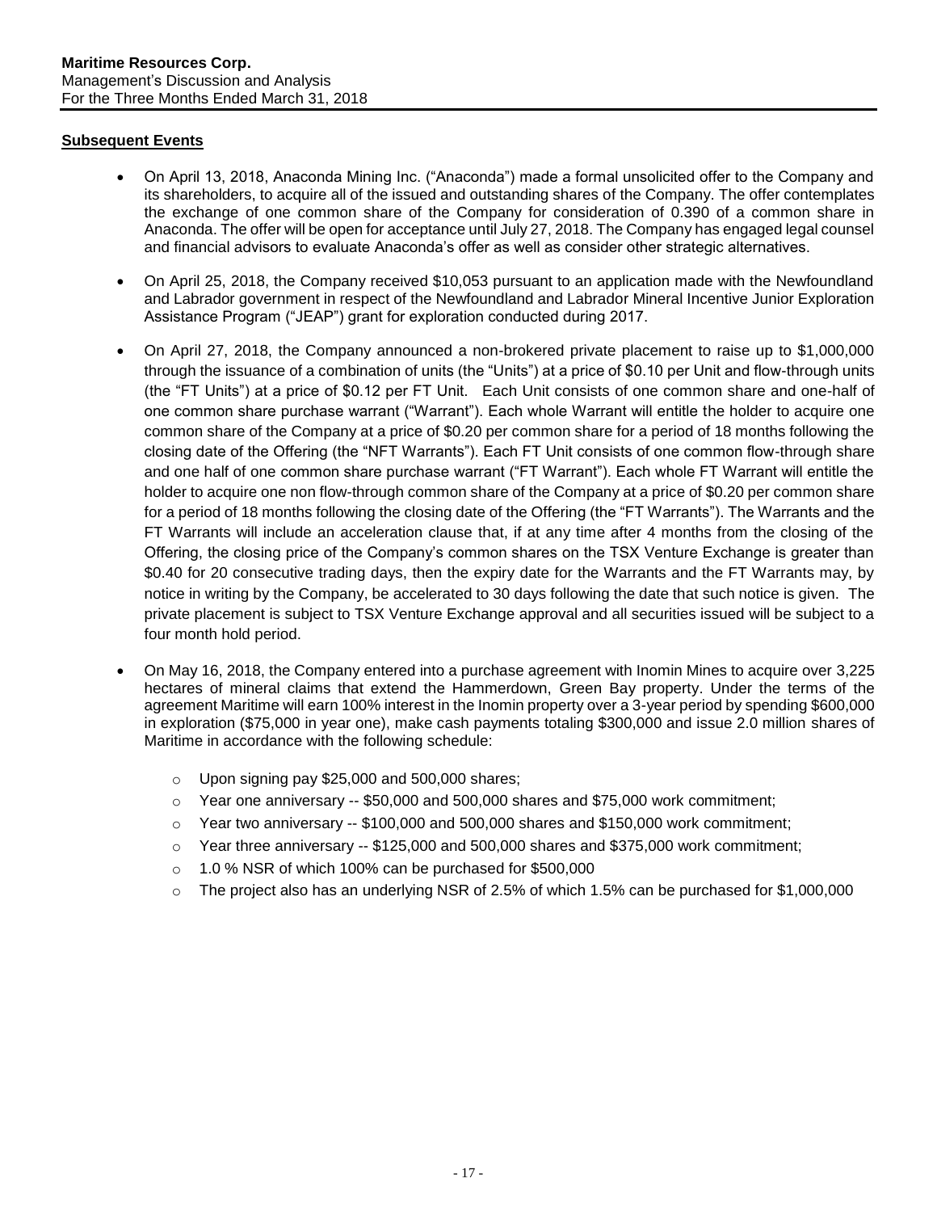## Subsequent Events

- On April 13, 2018, Anaconda Mining Inc. ("Anaconda") made a formal unsolicited offer to the Company and its shareholders, to acquire all of the issued and outstanding shares of the Company. The offer contemplates the exchange of one common share of the Company for consideration of 0.390 of a common share in Anaconda. The offer will be open for acceptance until July 27, 2018. The Company has engaged legal counsel and financial advisors to evaluate Anaconda's offer as well as consider other strategic alternatives.
- On April 25, 2018, the Company received $10,053 pursuant to an application made with the Newfoundland and Labrador government in respect of the Newfoundland and Labrador Mineral Incentive Junior Exploration Assistance Program ("JEAP") grant for exploration conducted during 2017.
- On April 27, 2018, the Company announced a non-brokered private placement to raise up to $1,000,000 through the issuance of a combination of units (the "Units") at a price of $0.10 per Unit and flow-through units (the "FT Units") at a price of $0.12 per FT Unit. Each Unit consists of one common share and one-half of one common share purchase warrant ("Warrant"). Each whole Warrant will entitle the holder to acquire one common share of the Company at a price of $0.20 per common share for a period of 18 months following the closing date of the Offering (the "NFT Warrants"). Each FT Unit consists of one common flow-through share and one half of one common share purchase warrant ("FT Warrant"). Each whole FT Warrant will entitle the holder to acquire one non flow-through common share of the Company at a price of $0.20 per common share for a period of 18 months following the closing date of the Offering (the "FT Warrants"). The Warrants and the FT Warrants will include an acceleration clause that, if at any time after 4 months from the closing of the Offering, the closing price of the Company's common shares on the TSX Venture Exchange is greater than $0.40 for 20 consecutive trading days, then the expiry date for the Warrants and the FT Warrants may, by notice in writing by the Company, be accelerated to 30 days following the date that such notice is given. The private placement is subject to TSX Venture Exchange approval and all securities issued will be subject to a four month hold period.
- On May 16, 2018, the Company entered into a purchase agreement with Inomin Mines to acquire over 3,225 hectares of mineral claims that extend the Hammerdown, Green Bay property. Under the terms of the agreement Maritime will earn 100% interest in the Inomin property over a 3-year period by spending $600,000 in exploration ($75,000 in year one), make cash payments totaling $300,000 and issue 2.0 million shares of Maritime in accordance with the following schedule:
  - Upon signing pay $25,000 and 500,000 shares;
  - Year one anniversary -- $50,000 and 500,000 shares and $75,000 work commitment;
  - Year two anniversary -- $100,000 and 500,000 shares and $150,000 work commitment;
  - Year three anniversary -- $125,000 and 500,000 shares and $375,000 work commitment;
  - 1.0 % NSR of which 100% can be purchased for $500,000
  - The project also has an underlying NSR of 2.5% of which 1.5% can be purchased for $1,000,000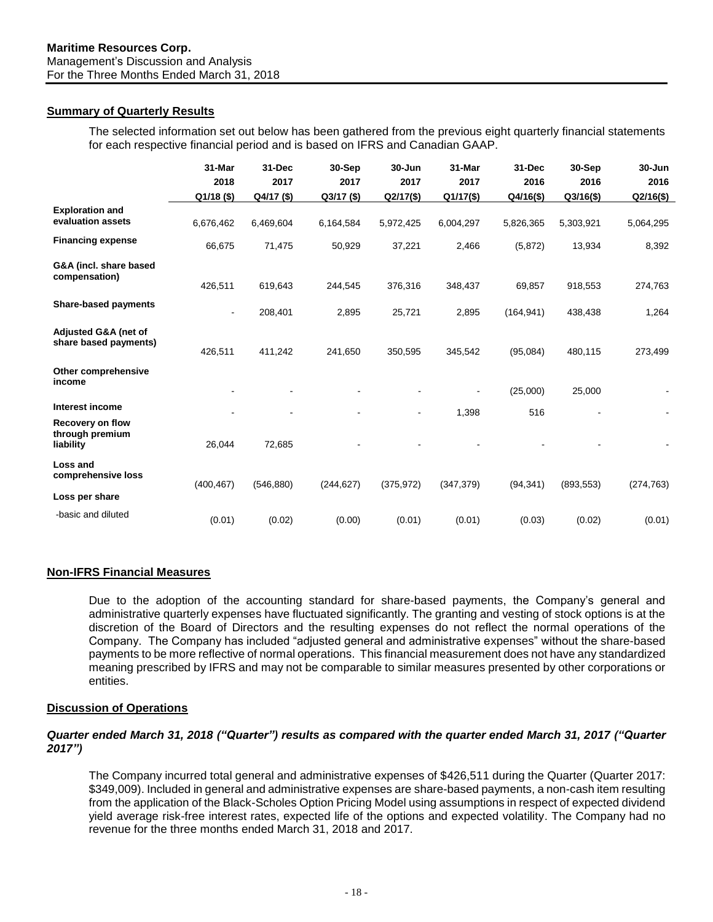## Summary of Quarterly Results

The selected information set out below has been gathered from the previous eight quarterly financial statements for each respective financial period and is based on IFRS and Canadian GAAP.

| | 31-Mar 2018 Q1/18 ($) | 31-Dec 2017 Q4/17 ($) | 30-Sep 2017 Q3/17 ($) | 30-Jun 2017 Q2/17($) | 31-Mar 2017 Q1/17($) | 31-Dec 2016 Q4/16($) | 30-Sep 2016 Q3/16($) | 30-Jun 2016 Q2/16($) |
|---|---|---|---|---|---|---|---|---|
| **Exploration and evaluation assets** | 6,676,462 | 6,469,604 | 6,164,584 | 5,972,425 | 6,004,297 | 5,826,365 | 5,303,921 | 5,064,295 |
| **Financing expense** | 66,675 | 71,475 | 50,929 | 37,221 | 2,466 | (5,872) | 13,934 | 8,392 |
| **G&A (incl. share based compensation)** | 426,511 | 619,643 | 244,545 | 376,316 | 348,437 | 69,857 | 918,553 | 274,763 |
| **Share-based payments** | - | 208,401 | 2,895 | 25,721 | 2,895 | (164,941) | 438,438 | 1,264 |
| **Adjusted G&A (net of share based payments)** | 426,511 | 411,242 | 241,650 | 350,595 | 345,542 | (95,084) | 480,115 | 273,499 |
| **Other comprehensive income** | - | - | - | - | - | (25,000) | 25,000 | - |
| **Interest income** | - | - | - | - | 1,398 | 516 | - | - |
| **Recovery on flow through premium liability** | 26,044 | 72,685 | - | - | - | - | - | - |
| **Loss and comprehensive loss** | (400,467) | (546,880) | (244,627) | (375,972) | (347,379) | (94,341) | (893,553) | (274,763) |
| **Loss per share** | | | | | | | | |
| -basic and diluted | (0.01) | (0.02) | (0.00) | (0.01) | (0.01) | (0.03) | (0.02) | (0.01) |

## Non-IFRS Financial Measures

Due to the adoption of the accounting standard for share-based payments, the Company's general and administrative quarterly expenses have fluctuated significantly. The granting and vesting of stock options is at the discretion of the Board of Directors and the resulting expenses do not reflect the normal operations of the Company. The Company has included "adjusted general and administrative expenses" without the share-based payments to be more reflective of normal operations. This financial measurement does not have any standardized meaning prescribed by IFRS and may not be comparable to similar measures presented by other corporations or entities.

## Discussion of Operations

***Quarter ended March 31, 2018 ("Quarter") results as compared with the quarter ended March 31, 2017 ("Quarter 2017")***

The Company incurred total general and administrative expenses of $426,511 during the Quarter (Quarter 2017: $349,009). Included in general and administrative expenses are share-based payments, a non-cash item resulting from the application of the Black-Scholes Option Pricing Model using assumptions in respect of expected dividend yield average risk-free interest rates, expected life of the options and expected volatility. The Company had no revenue for the three months ended March 31, 2018 and 2017.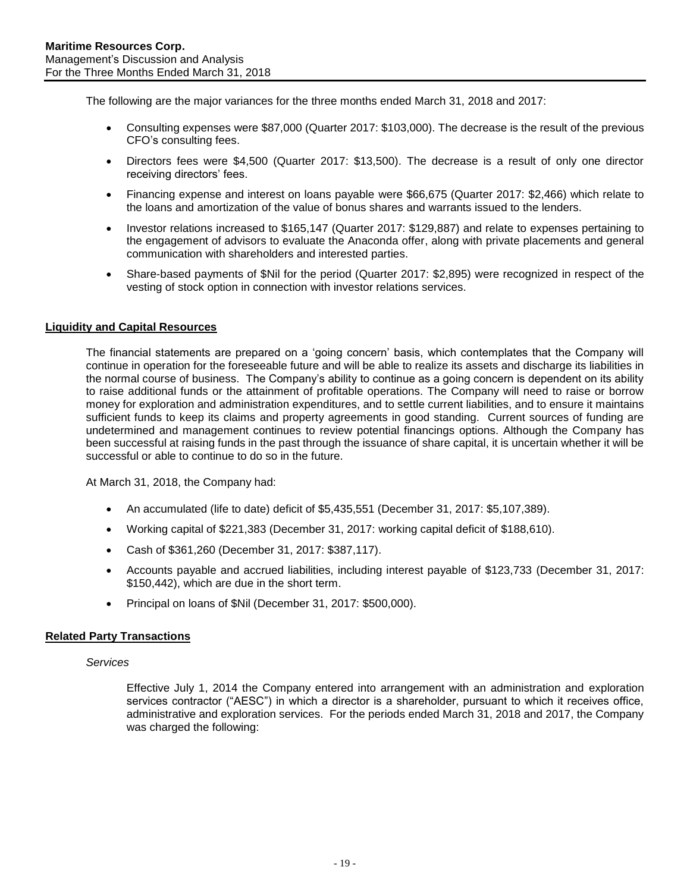The following are the major variances for the three months ended March 31, 2018 and 2017:

- Consulting expenses were $87,000 (Quarter 2017: $103,000). The decrease is the result of the previous CFO's consulting fees.
- Directors fees were $4,500 (Quarter 2017: $13,500). The decrease is a result of only one director receiving directors' fees.
- Financing expense and interest on loans payable were $66,675 (Quarter 2017: $2,466) which relate to the loans and amortization of the value of bonus shares and warrants issued to the lenders.
- Investor relations increased to $165,147 (Quarter 2017: $129,887) and relate to expenses pertaining to the engagement of advisors to evaluate the Anaconda offer, along with private placements and general communication with shareholders and interested parties.
- Share-based payments of $Nil for the period (Quarter 2017: $2,895) were recognized in respect of the vesting of stock option in connection with investor relations services.

## Liquidity and Capital Resources

The financial statements are prepared on a 'going concern' basis, which contemplates that the Company will continue in operation for the foreseeable future and will be able to realize its assets and discharge its liabilities in the normal course of business. The Company's ability to continue as a going concern is dependent on its ability to raise additional funds or the attainment of profitable operations. The Company will need to raise or borrow money for exploration and administration expenditures, and to settle current liabilities, and to ensure it maintains sufficient funds to keep its claims and property agreements in good standing. Current sources of funding are undetermined and management continues to review potential financings options. Although the Company has been successful at raising funds in the past through the issuance of share capital, it is uncertain whether it will be successful or able to continue to do so in the future.

At March 31, 2018, the Company had:

- An accumulated (life to date) deficit of $5,435,551 (December 31, 2017: $5,107,389).
- Working capital of $221,383 (December 31, 2017: working capital deficit of $188,610).
- Cash of $361,260 (December 31, 2017: $387,117).
- Accounts payable and accrued liabilities, including interest payable of $123,733 (December 31, 2017: $150,442), which are due in the short term.
- Principal on loans of $Nil (December 31, 2017: $500,000).

## Related Party Transactions

*Services*

Effective July 1, 2014 the Company entered into arrangement with an administration and exploration services contractor ("AESC") in which a director is a shareholder, pursuant to which it receives office, administrative and exploration services. For the periods ended March 31, 2018 and 2017, the Company was charged the following: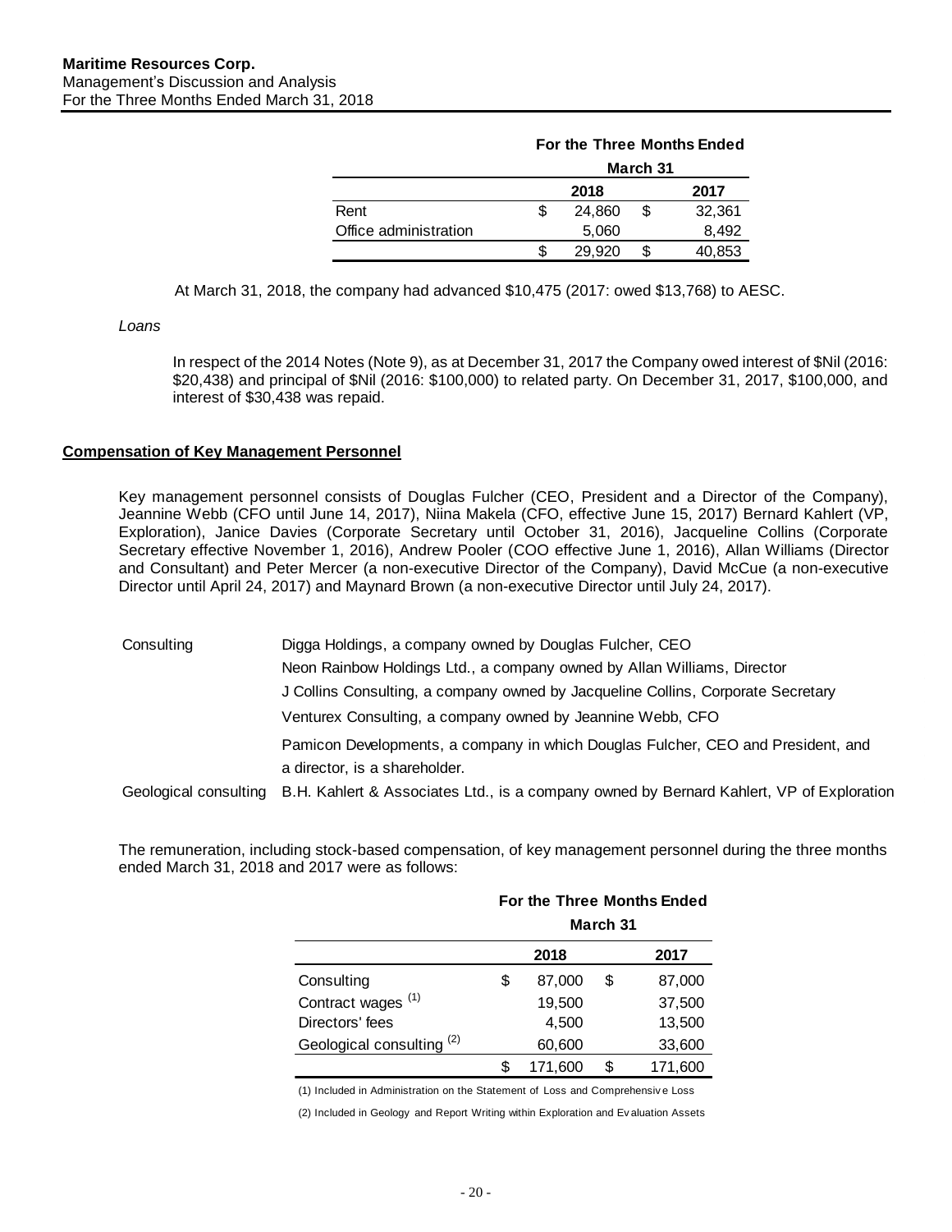| | For the Three Months Ended | |
|---|---|---|
| | March 31 | |
| | 2018 | 2017 |
| Rent | $ 24,860 | $ 32,361 |
| Office administration | 5,060 | 8,492 |
| | $ 29,920 | $ 40,853 |

At March 31, 2018, the company had advanced $10,475 (2017: owed $13,768) to AESC.

*Loans*

In respect of the 2014 Notes (Note 9), as at December 31, 2017 the Company owed interest of $Nil (2016: $20,438) and principal of $Nil (2016: $100,000) to related party. On December 31, 2017, $100,000, and interest of $30,438 was repaid.

## Compensation of Key Management Personnel

Key management personnel consists of Douglas Fulcher (CEO, President and a Director of the Company), Jeannine Webb (CFO until June 14, 2017), Niina Makela (CFO, effective June 15, 2017) Bernard Kahlert (VP, Exploration), Janice Davies (Corporate Secretary until October 31, 2016), Jacqueline Collins (Corporate Secretary effective November 1, 2016), Andrew Pooler (COO effective June 1, 2016), Allan Williams (Director and Consultant) and Peter Mercer (a non-executive Director of the Company), David McCue (a non-executive Director until April 24, 2017) and Maynard Brown (a non-executive Director until July 24, 2017).

| | |
|---|---|
| Consulting | Digga Holdings, a company owned by Douglas Fulcher, CEO |
| | Neon Rainbow Holdings Ltd., a company owned by Allan Williams, Director |
| | J Collins Consulting, a company owned by Jacqueline Collins, Corporate Secretary |
| | Venturex Consulting, a company owned by Jeannine Webb, CFO |
| | Pamicon Developments, a company in which Douglas Fulcher, CEO and President, and a director, is a shareholder. |
| Geological consulting | B.H. Kahlert & Associates Ltd., is a company owned by Bernard Kahlert, VP of Exploration |

The remuneration, including stock-based compensation, of key management personnel during the three months ended March 31, 2018 and 2017 were as follows:

| | For the Three Months Ended | |
|---|---|---|
| | March 31 | |
| | 2018 | 2017 |
| Consulting | $ 87,000 | $ 87,000 |
| Contract wages (1) | 19,500 | 37,500 |
| Directors' fees | 4,500 | 13,500 |
| Geological consulting (2) | 60,600 | 33,600 |
| | $ 171,600 | $ 171,600 |

(1) Included in Administration on the Statement of Loss and Comprehensive Loss

(2) Included in Geology and Report Writing within Exploration and Evaluation Assets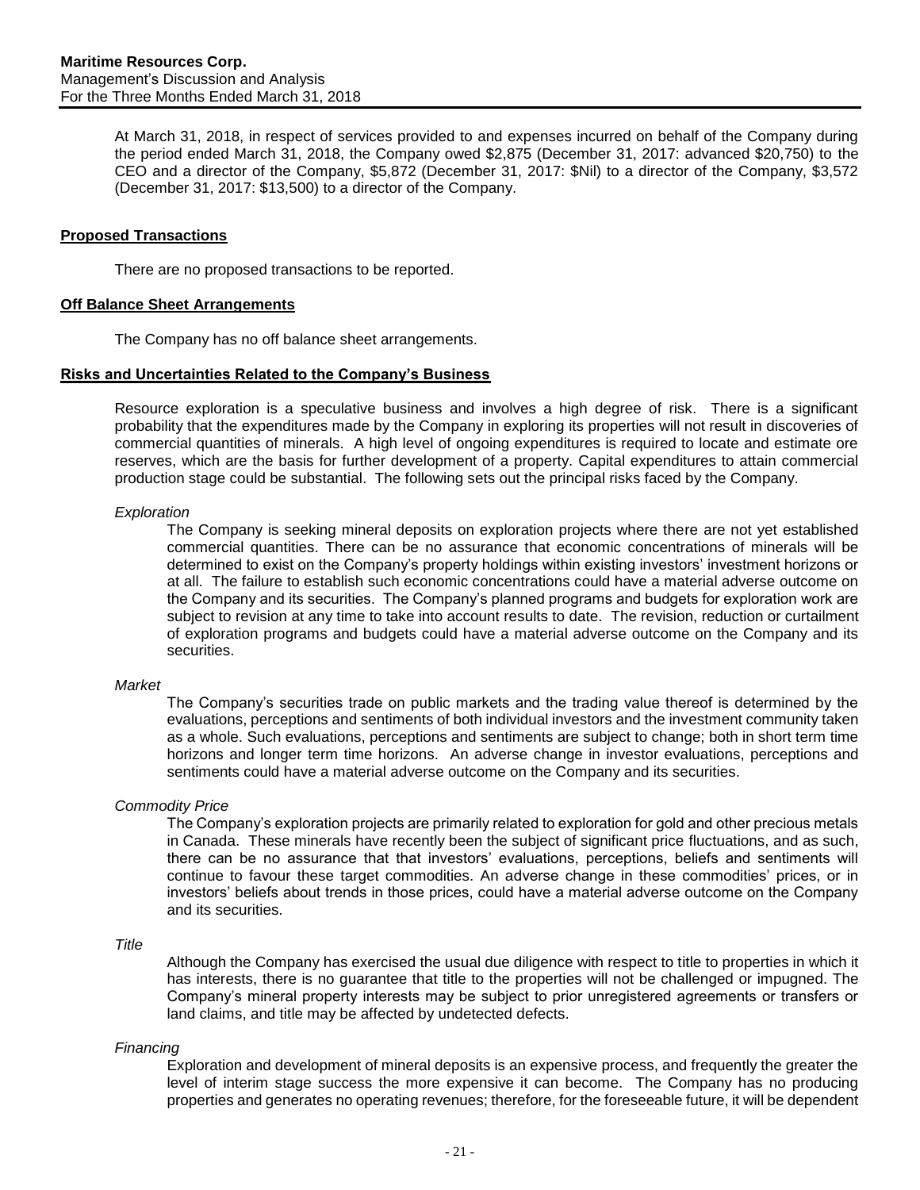At March 31, 2018, in respect of services provided to and expenses incurred on behalf of the Company during the period ended March 31, 2018, the Company owed $2,875 (December 31, 2017: advanced $20,750) to the CEO and a director of the Company, $5,872 (December 31, 2017: $Nil) to a director of the Company, $3,572 (December 31, 2017: $13,500) to a director of the Company.

## Proposed Transactions

There are no proposed transactions to be reported.

## Off Balance Sheet Arrangements

The Company has no off balance sheet arrangements.

## Risks and Uncertainties Related to the Company's Business

Resource exploration is a speculative business and involves a high degree of risk. There is a significant probability that the expenditures made by the Company in exploring its properties will not result in discoveries of commercial quantities of minerals. A high level of ongoing expenditures is required to locate and estimate ore reserves, which are the basis for further development of a property. Capital expenditures to attain commercial production stage could be substantial. The following sets out the principal risks faced by the Company.

*Exploration*

The Company is seeking mineral deposits on exploration projects where there are not yet established commercial quantities. There can be no assurance that economic concentrations of minerals will be determined to exist on the Company's property holdings within existing investors' investment horizons or at all. The failure to establish such economic concentrations could have a material adverse outcome on the Company and its securities. The Company's planned programs and budgets for exploration work are subject to revision at any time to take into account results to date. The revision, reduction or curtailment of exploration programs and budgets could have a material adverse outcome on the Company and its securities.

*Market*

The Company's securities trade on public markets and the trading value thereof is determined by the evaluations, perceptions and sentiments of both individual investors and the investment community taken as a whole. Such evaluations, perceptions and sentiments are subject to change; both in short term time horizons and longer term time horizons. An adverse change in investor evaluations, perceptions and sentiments could have a material adverse outcome on the Company and its securities.

*Commodity Price*

The Company's exploration projects are primarily related to exploration for gold and other precious metals in Canada. These minerals have recently been the subject of significant price fluctuations, and as such, there can be no assurance that that investors' evaluations, perceptions, beliefs and sentiments will continue to favour these target commodities. An adverse change in these commodities' prices, or in investors' beliefs about trends in those prices, could have a material adverse outcome on the Company and its securities.

*Title*

Although the Company has exercised the usual due diligence with respect to title to properties in which it has interests, there is no guarantee that title to the properties will not be challenged or impugned. The Company's mineral property interests may be subject to prior unregistered agreements or transfers or land claims, and title may be affected by undetected defects.

*Financing*

Exploration and development of mineral deposits is an expensive process, and frequently the greater the level of interim stage success the more expensive it can become. The Company has no producing properties and generates no operating revenues; therefore, for the foreseeable future, it will be dependent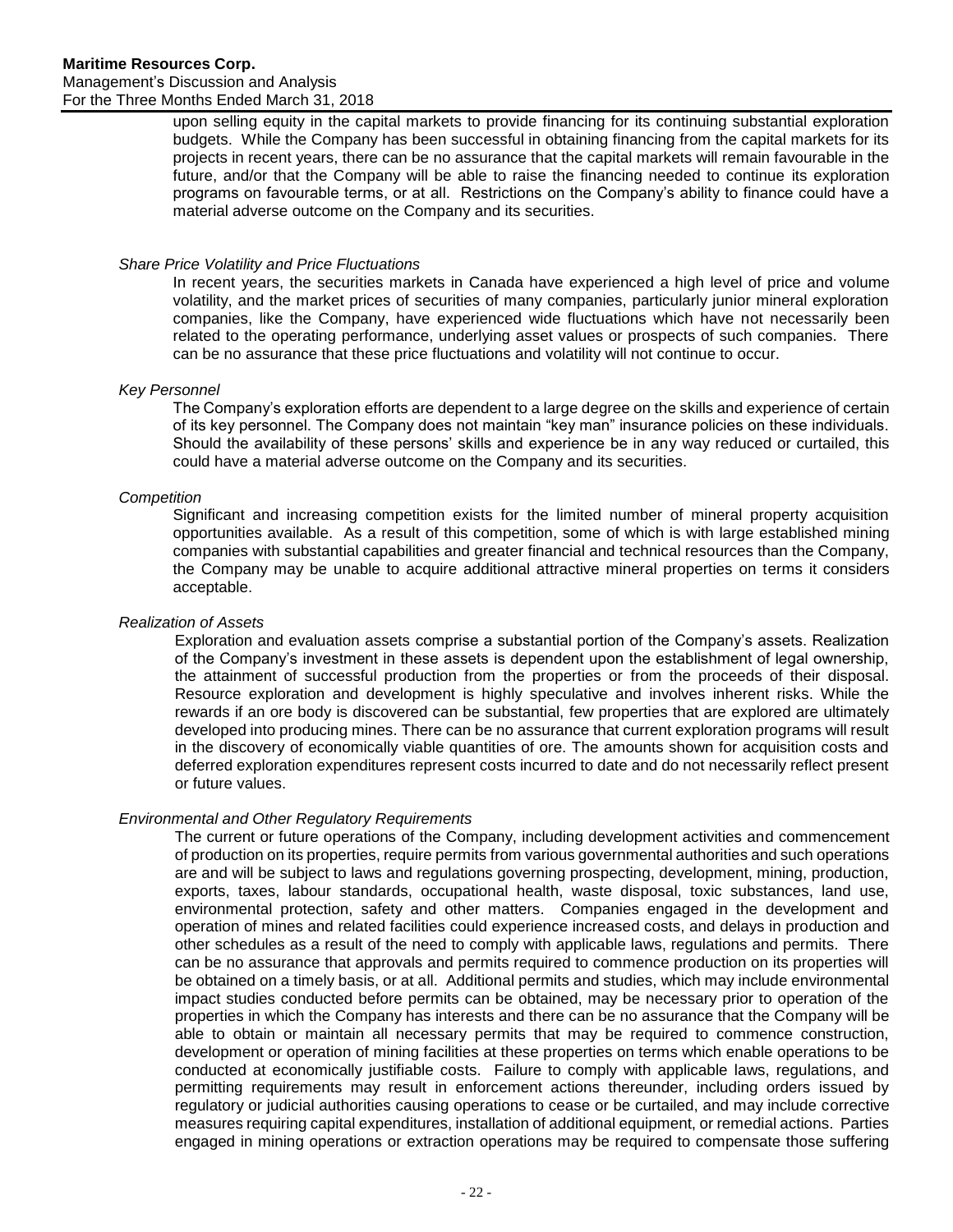upon selling equity in the capital markets to provide financing for its continuing substantial exploration budgets. While the Company has been successful in obtaining financing from the capital markets for its projects in recent years, there can be no assurance that the capital markets will remain favourable in the future, and/or that the Company will be able to raise the financing needed to continue its exploration programs on favourable terms, or at all. Restrictions on the Company's ability to finance could have a material adverse outcome on the Company and its securities.

*Share Price Volatility and Price Fluctuations*

In recent years, the securities markets in Canada have experienced a high level of price and volume volatility, and the market prices of securities of many companies, particularly junior mineral exploration companies, like the Company, have experienced wide fluctuations which have not necessarily been related to the operating performance, underlying asset values or prospects of such companies. There can be no assurance that these price fluctuations and volatility will not continue to occur.

*Key Personnel*

The Company's exploration efforts are dependent to a large degree on the skills and experience of certain of its key personnel. The Company does not maintain "key man" insurance policies on these individuals. Should the availability of these persons' skills and experience be in any way reduced or curtailed, this could have a material adverse outcome on the Company and its securities.

*Competition*

Significant and increasing competition exists for the limited number of mineral property acquisition opportunities available. As a result of this competition, some of which is with large established mining companies with substantial capabilities and greater financial and technical resources than the Company, the Company may be unable to acquire additional attractive mineral properties on terms it considers acceptable.

*Realization of Assets*

Exploration and evaluation assets comprise a substantial portion of the Company's assets. Realization of the Company's investment in these assets is dependent upon the establishment of legal ownership, the attainment of successful production from the properties or from the proceeds of their disposal. Resource exploration and development is highly speculative and involves inherent risks. While the rewards if an ore body is discovered can be substantial, few properties that are explored are ultimately developed into producing mines. There can be no assurance that current exploration programs will result in the discovery of economically viable quantities of ore. The amounts shown for acquisition costs and deferred exploration expenditures represent costs incurred to date and do not necessarily reflect present or future values.

*Environmental and Other Regulatory Requirements*

The current or future operations of the Company, including development activities and commencement of production on its properties, require permits from various governmental authorities and such operations are and will be subject to laws and regulations governing prospecting, development, mining, production, exports, taxes, labour standards, occupational health, waste disposal, toxic substances, land use, environmental protection, safety and other matters. Companies engaged in the development and operation of mines and related facilities could experience increased costs, and delays in production and other schedules as a result of the need to comply with applicable laws, regulations and permits. There can be no assurance that approvals and permits required to commence production on its properties will be obtained on a timely basis, or at all. Additional permits and studies, which may include environmental impact studies conducted before permits can be obtained, may be necessary prior to operation of the properties in which the Company has interests and there can be no assurance that the Company will be able to obtain or maintain all necessary permits that may be required to commence construction, development or operation of mining facilities at these properties on terms which enable operations to be conducted at economically justifiable costs. Failure to comply with applicable laws, regulations, and permitting requirements may result in enforcement actions thereunder, including orders issued by regulatory or judicial authorities causing operations to cease or be curtailed, and may include corrective measures requiring capital expenditures, installation of additional equipment, or remedial actions. Parties engaged in mining operations or extraction operations may be required to compensate those suffering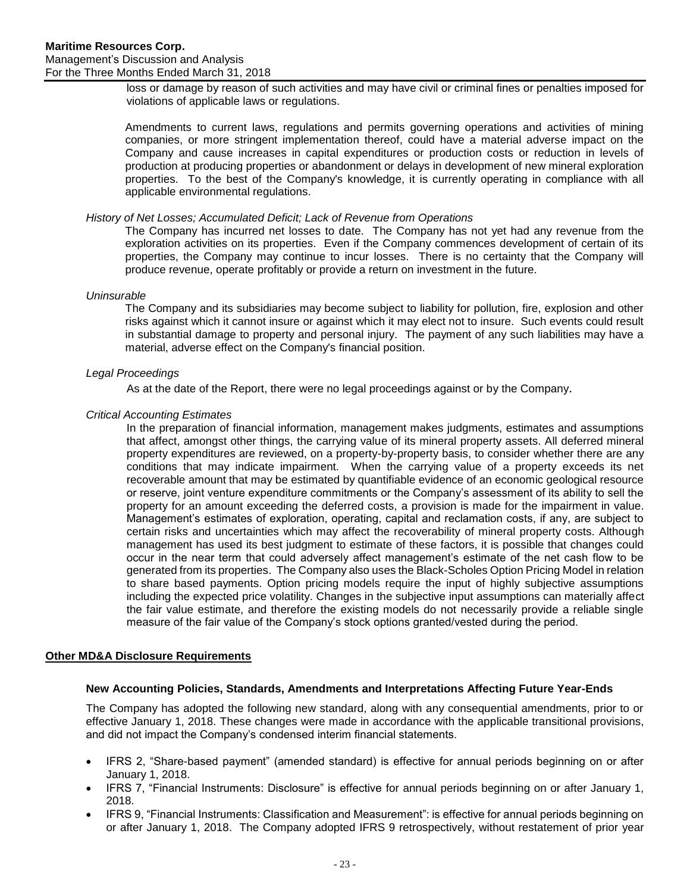loss or damage by reason of such activities and may have civil or criminal fines or penalties imposed for violations of applicable laws or regulations.

Amendments to current laws, regulations and permits governing operations and activities of mining companies, or more stringent implementation thereof, could have a material adverse impact on the Company and cause increases in capital expenditures or production costs or reduction in levels of production at producing properties or abandonment or delays in development of new mineral exploration properties. To the best of the Company's knowledge, it is currently operating in compliance with all applicable environmental regulations.

*History of Net Losses; Accumulated Deficit; Lack of Revenue from Operations*

The Company has incurred net losses to date. The Company has not yet had any revenue from the exploration activities on its properties. Even if the Company commences development of certain of its properties, the Company may continue to incur losses. There is no certainty that the Company will produce revenue, operate profitably or provide a return on investment in the future.

*Uninsurable*

The Company and its subsidiaries may become subject to liability for pollution, fire, explosion and other risks against which it cannot insure or against which it may elect not to insure. Such events could result in substantial damage to property and personal injury. The payment of any such liabilities may have a material, adverse effect on the Company's financial position.

*Legal Proceedings*

As at the date of the Report, there were no legal proceedings against or by the Company.

*Critical Accounting Estimates*

In the preparation of financial information, management makes judgments, estimates and assumptions that affect, amongst other things, the carrying value of its mineral property assets. All deferred mineral property expenditures are reviewed, on a property-by-property basis, to consider whether there are any conditions that may indicate impairment. When the carrying value of a property exceeds its net recoverable amount that may be estimated by quantifiable evidence of an economic geological resource or reserve, joint venture expenditure commitments or the Company's assessment of its ability to sell the property for an amount exceeding the deferred costs, a provision is made for the impairment in value. Management's estimates of exploration, operating, capital and reclamation costs, if any, are subject to certain risks and uncertainties which may affect the recoverability of mineral property costs. Although management has used its best judgment to estimate of these factors, it is possible that changes could occur in the near term that could adversely affect management's estimate of the net cash flow to be generated from its properties. The Company also uses the Black-Scholes Option Pricing Model in relation to share based payments. Option pricing models require the input of highly subjective assumptions including the expected price volatility. Changes in the subjective input assumptions can materially affect the fair value estimate, and therefore the existing models do not necessarily provide a reliable single measure of the fair value of the Company's stock options granted/vested during the period.

## Other MD&A Disclosure Requirements

### New Accounting Policies, Standards, Amendments and Interpretations Affecting Future Year-Ends

The Company has adopted the following new standard, along with any consequential amendments, prior to or effective January 1, 2018. These changes were made in accordance with the applicable transitional provisions, and did not impact the Company's condensed interim financial statements.

- IFRS 2, "Share-based payment" (amended standard) is effective for annual periods beginning on or after January 1, 2018.
- IFRS 7, "Financial Instruments: Disclosure" is effective for annual periods beginning on or after January 1, 2018.
- IFRS 9, "Financial Instruments: Classification and Measurement": is effective for annual periods beginning on or after January 1, 2018. The Company adopted IFRS 9 retrospectively, without restatement of prior year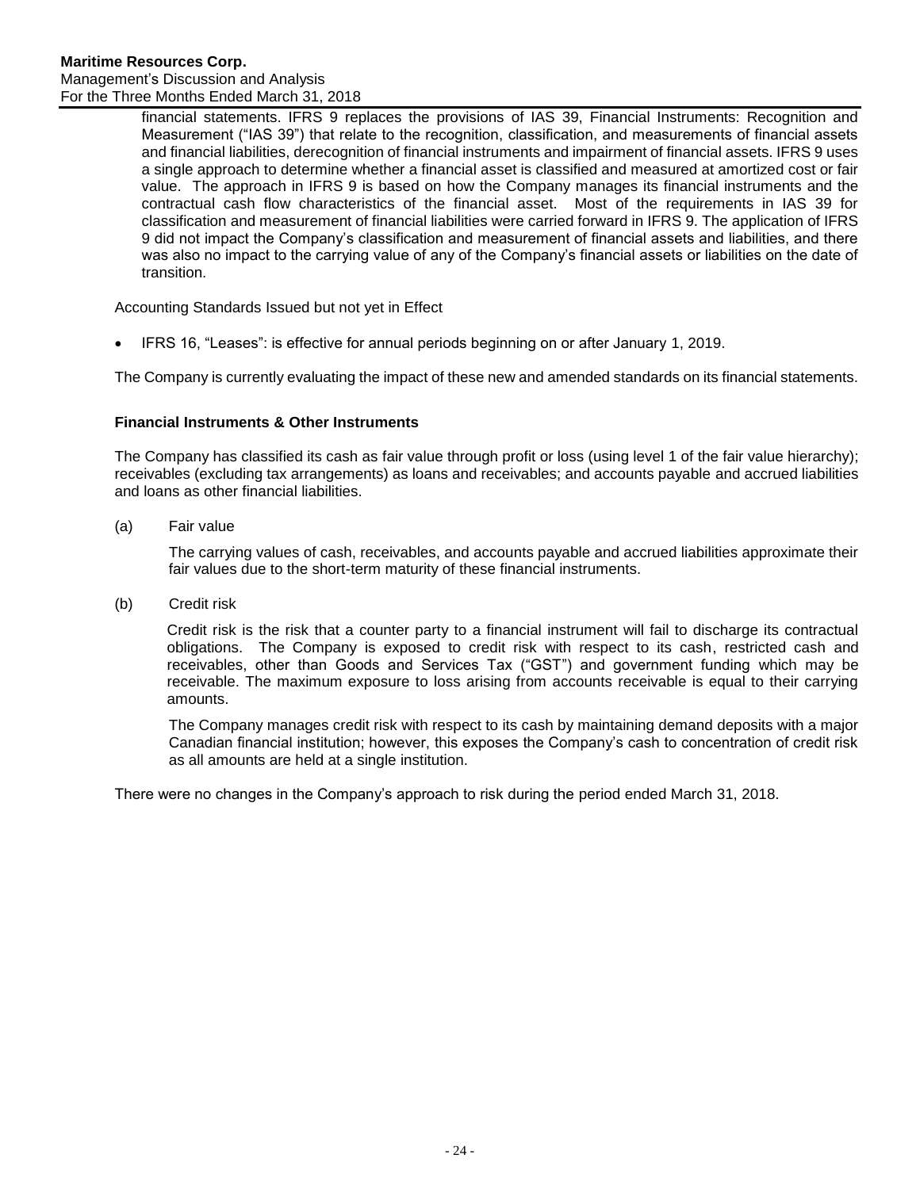financial statements. IFRS 9 replaces the provisions of IAS 39, Financial Instruments: Recognition and Measurement ("IAS 39") that relate to the recognition, classification, and measurements of financial assets and financial liabilities, derecognition of financial instruments and impairment of financial assets. IFRS 9 uses a single approach to determine whether a financial asset is classified and measured at amortized cost or fair value. The approach in IFRS 9 is based on how the Company manages its financial instruments and the contractual cash flow characteristics of the financial asset. Most of the requirements in IAS 39 for classification and measurement of financial liabilities were carried forward in IFRS 9. The application of IFRS 9 did not impact the Company's classification and measurement of financial assets and liabilities, and there was also no impact to the carrying value of any of the Company's financial assets or liabilities on the date of transition.

Accounting Standards Issued but not yet in Effect

- IFRS 16, "Leases": is effective for annual periods beginning on or after January 1, 2019.

The Company is currently evaluating the impact of these new and amended standards on its financial statements.

**Financial Instruments & Other Instruments**

The Company has classified its cash as fair value through profit or loss (using level 1 of the fair value hierarchy); receivables (excluding tax arrangements) as loans and receivables; and accounts payable and accrued liabilities and loans as other financial liabilities.

(a) Fair value

The carrying values of cash, receivables, and accounts payable and accrued liabilities approximate their fair values due to the short-term maturity of these financial instruments.

(b) Credit risk

Credit risk is the risk that a counter party to a financial instrument will fail to discharge its contractual obligations. The Company is exposed to credit risk with respect to its cash, restricted cash and receivables, other than Goods and Services Tax ("GST") and government funding which may be receivable. The maximum exposure to loss arising from accounts receivable is equal to their carrying amounts.

The Company manages credit risk with respect to its cash by maintaining demand deposits with a major Canadian financial institution; however, this exposes the Company's cash to concentration of credit risk as all amounts are held at a single institution.

There were no changes in the Company's approach to risk during the period ended March 31, 2018.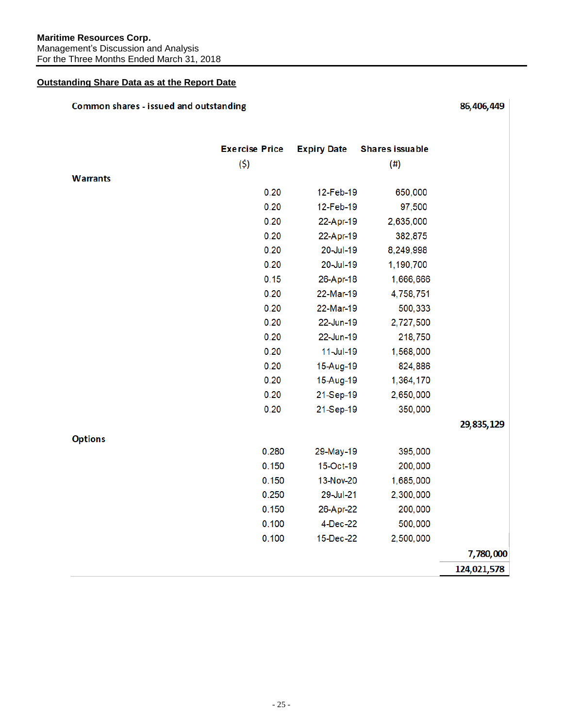**Maritime Resources Corp.**
Management's Discussion and Analysis
For the Three Months Ended March 31, 2018

## Outstanding Share Data as at the Report Date

| | Exercise Price | Expiry Date | Shares issuable | |
|---|---|---|---|---|
| **Common shares - issued and outstanding** | | | | **86,406,449** |
| | ($) | | (#) | |
| **Warrants** | | | | |
| | 0.20 | 12-Feb-19 | 650,000 | |
| | 0.20 | 12-Feb-19 | 97,500 | |
| | 0.20 | 22-Apr-19 | 2,635,000 | |
| | 0.20 | 22-Apr-19 | 382,875 | |
| | 0.20 | 20-Jul-19 | 8,249,998 | |
| | 0.20 | 20-Jul-19 | 1,190,700 | |
| | 0.15 | 26-Apr-18 | 1,666,666 | |
| | 0.20 | 22-Mar-19 | 4,758,751 | |
| | 0.20 | 22-Mar-19 | 500,333 | |
| | 0.20 | 22-Jun-19 | 2,727,500 | |
| | 0.20 | 22-Jun-19 | 218,750 | |
| | 0.20 | 11-Jul-19 | 1,568,000 | |
| | 0.20 | 15-Aug-19 | 824,886 | |
| | 0.20 | 15-Aug-19 | 1,364,170 | |
| | 0.20 | 21-Sep-19 | 2,650,000 | |
| | 0.20 | 21-Sep-19 | 350,000 | |
| | | | | **29,835,129** |
| **Options** | | | | |
| | 0.280 | 29-May-19 | 395,000 | |
| | 0.150 | 15-Oct-19 | 200,000 | |
| | 0.150 | 13-Nov-20 | 1,685,000 | |
| | 0.250 | 29-Jul-21 | 2,300,000 | |
| | 0.150 | 26-Apr-22 | 200,000 | |
| | 0.100 | 4-Dec-22 | 500,000 | |
| | 0.100 | 15-Dec-22 | 2,500,000 | |
| | | | | **7,780,000** |
| | | | | **124,021,578** |